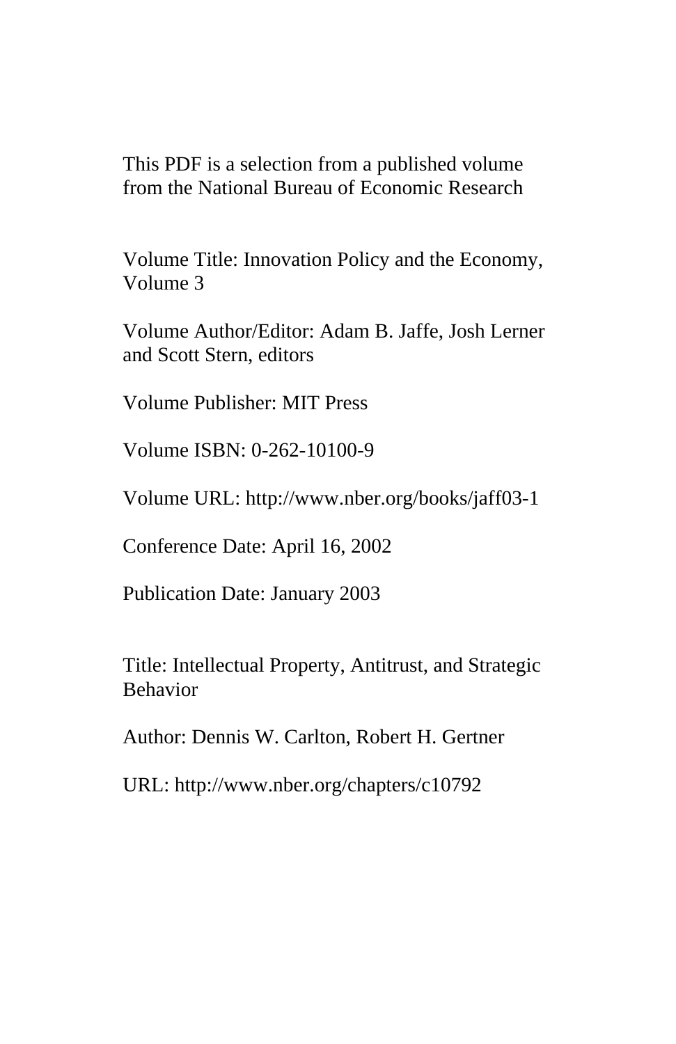This PDF is a selection from a published volume from the National Bureau of Economic Research

Volume Title: Innovation Policy and the Economy, Volume 3

Volume Author/Editor: Adam B. Jaffe, Josh Lerner and Scott Stern, editors

Volume Publisher: MIT Press

Volume ISBN: 0-262-10100-9

Volume URL: http://www.nber.org/books/jaff03-1

Conference Date: April 16, 2002

Publication Date: January 2003

Title: Intellectual Property, Antitrust, and Strategic Behavior

Author: Dennis W. Carlton, Robert H. Gertner

URL: http://www.nber.org/chapters/c10792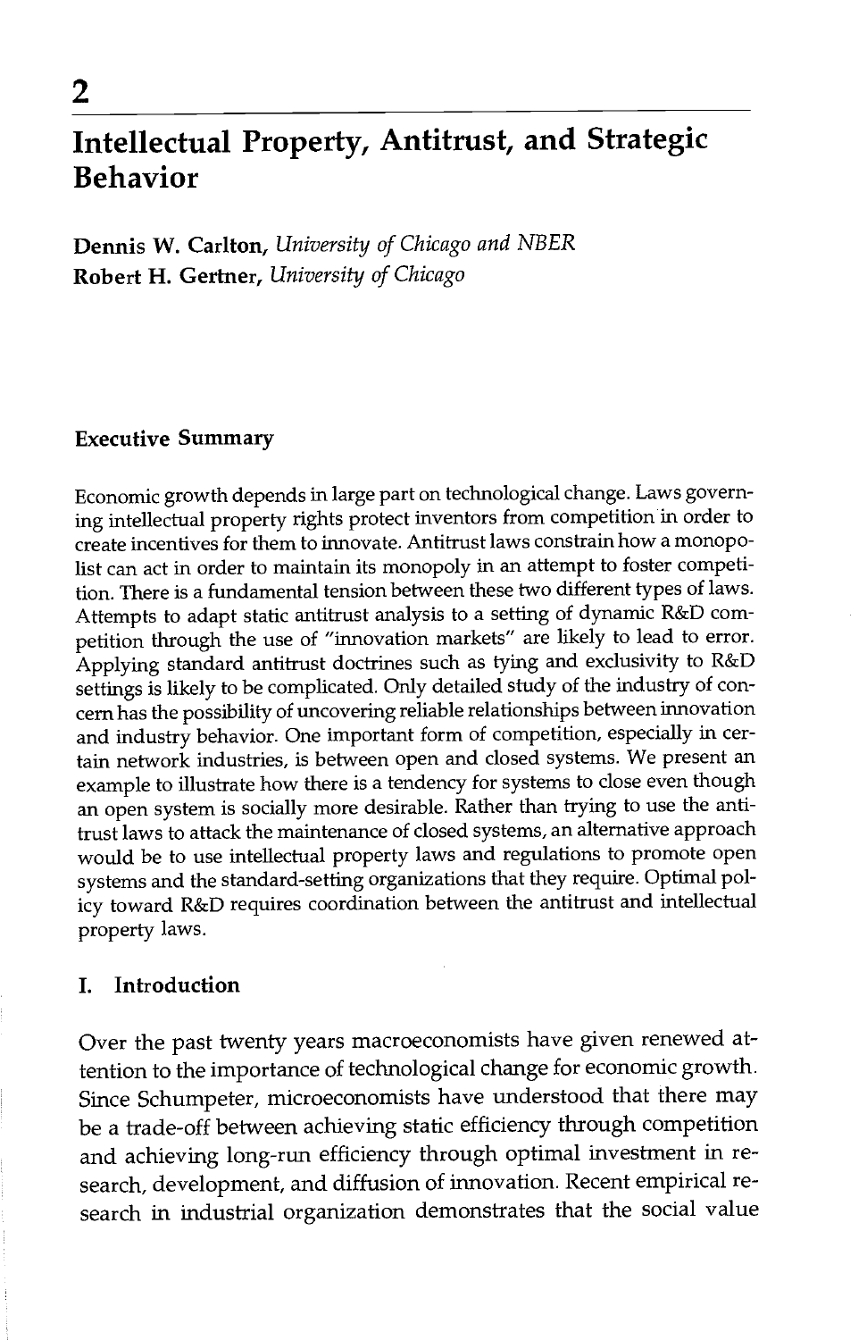# 2

# Intellectual Property, Antitrust, and Strategic Behavior

**Dennis W. Carlton,** *University of Chicago and NBER*
**Robert H. Gertner,** *University of Chicago*

## Executive Summary

Economic growth depends in large part on technological change. Laws governing intellectual property rights protect inventors from competition in order to create incentives for them to innovate. Antitrust laws constrain how a monopolist can act in order to maintain its monopoly in an attempt to foster competition. There is a fundamental tension between these two different types of laws. Attempts to adapt static antitrust analysis to a setting of dynamic R&D competition through the use of "innovation markets" are likely to lead to error. Applying standard antitrust doctrines such as tying and exclusivity to R&D settings is likely to be complicated. Only detailed study of the industry of concern has the possibility of uncovering reliable relationships between innovation and industry behavior. One important form of competition, especially in certain network industries, is between open and closed systems. We present an example to illustrate how there is a tendency for systems to close even though an open system is socially more desirable. Rather than trying to use the antitrust laws to attack the maintenance of closed systems, an alternative approach would be to use intellectual property laws and regulations to promote open systems and the standard-setting organizations that they require. Optimal policy toward R&D requires coordination between the antitrust and intellectual property laws.

## I. Introduction

Over the past twenty years macroeconomists have given renewed attention to the importance of technological change for economic growth. Since Schumpeter, microeconomists have understood that there may be a trade-off between achieving static efficiency through competition and achieving long-run efficiency through optimal investment in research, development, and diffusion of innovation. Recent empirical research in industrial organization demonstrates that the social value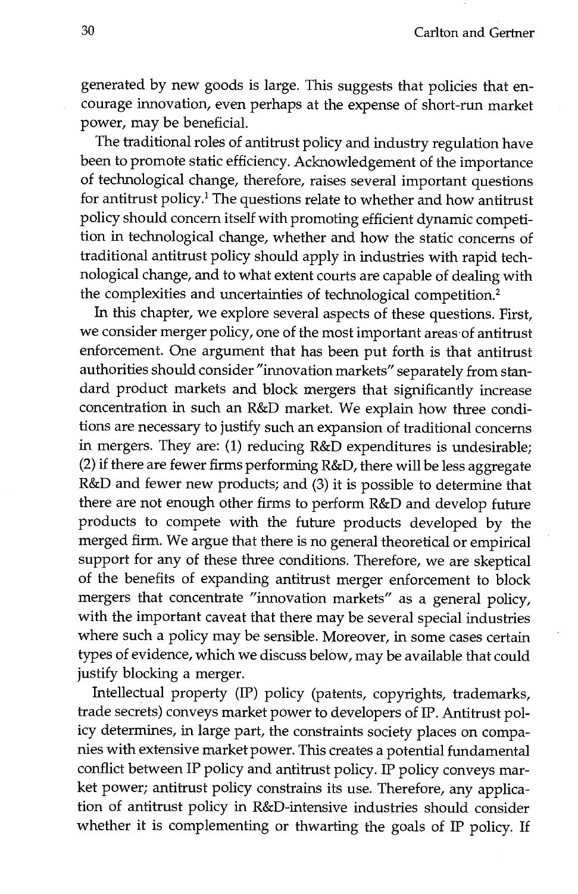generated by new goods is large. This suggests that policies that encourage innovation, even perhaps at the expense of short-run market power, may be beneficial.

The traditional roles of antitrust policy and industry regulation have been to promote static efficiency. Acknowledgement of the importance of technological change, therefore, raises several important questions for antitrust policy.[1] The questions relate to whether and how antitrust policy should concern itself with promoting efficient dynamic competition in technological change, whether and how the static concerns of traditional antitrust policy should apply in industries with rapid technological change, and to what extent courts are capable of dealing with the complexities and uncertainties of technological competition.[2]

In this chapter, we explore several aspects of these questions. First, we consider merger policy, one of the most important areas of antitrust enforcement. One argument that has been put forth is that antitrust authorities should consider "innovation markets" separately from standard product markets and block mergers that significantly increase concentration in such an R&D market. We explain how three conditions are necessary to justify such an expansion of traditional concerns in mergers. They are: (1) reducing R&D expenditures is undesirable; (2) if there are fewer firms performing R&D, there will be less aggregate R&D and fewer new products; and (3) it is possible to determine that there are not enough other firms to perform R&D and develop future products to compete with the future products developed by the merged firm. We argue that there is no general theoretical or empirical support for any of these three conditions. Therefore, we are skeptical of the benefits of expanding antitrust merger enforcement to block mergers that concentrate "innovation markets" as a general policy, with the important caveat that there may be several special industries where such a policy may be sensible. Moreover, in some cases certain types of evidence, which we discuss below, may be available that could justify blocking a merger.

Intellectual property (IP) policy (patents, copyrights, trademarks, trade secrets) conveys market power to developers of IP. Antitrust policy determines, in large part, the constraints society places on companies with extensive market power. This creates a potential fundamental conflict between IP policy and antitrust policy. IP policy conveys market power; antitrust policy constrains its use. Therefore, any application of antitrust policy in R&D-intensive industries should consider whether it is complementing or thwarting the goals of IP policy. If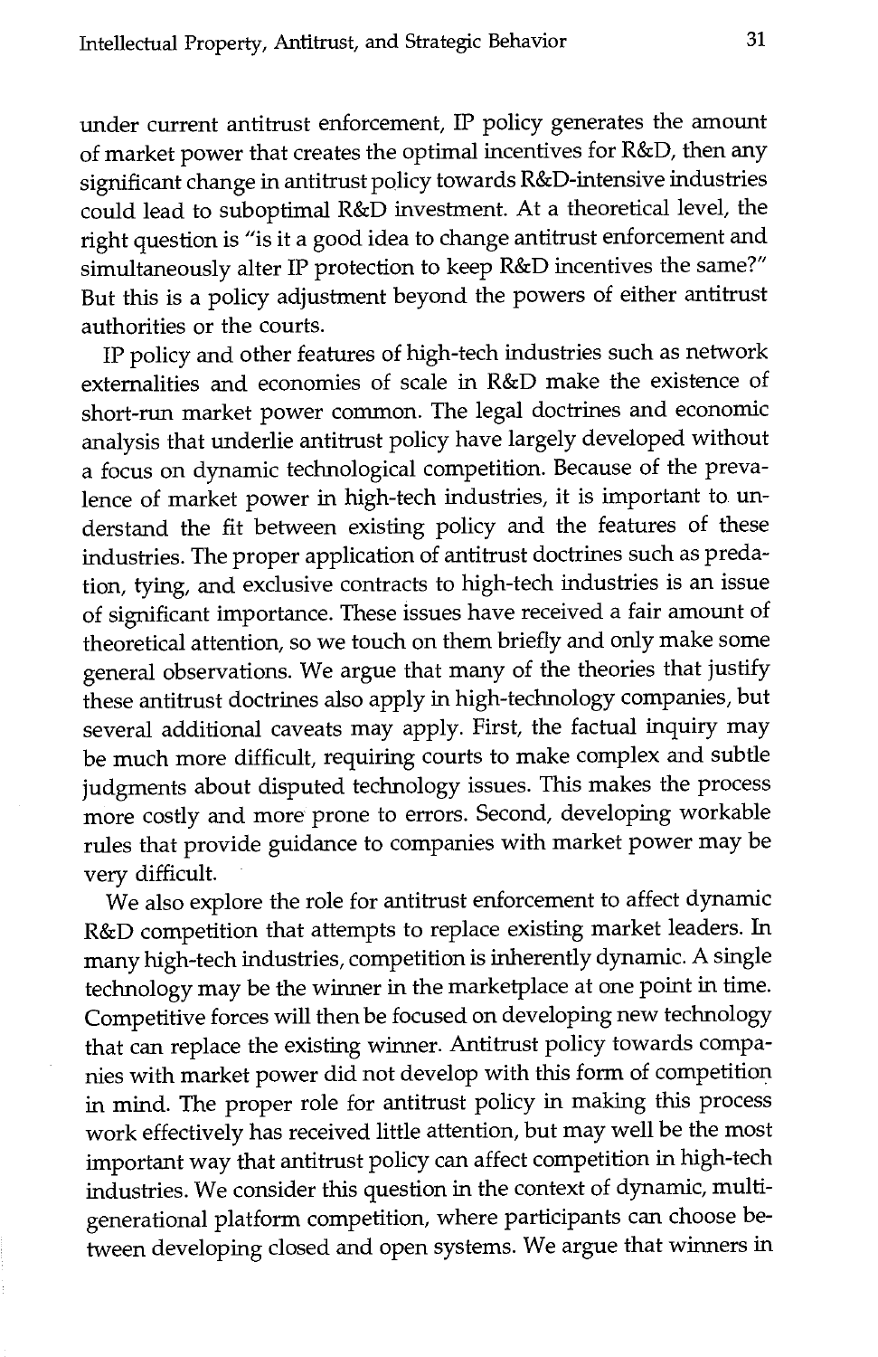under current antitrust enforcement, IP policy generates the amount of market power that creates the optimal incentives for R&D, then any significant change in antitrust policy towards R&D-intensive industries could lead to suboptimal R&D investment. At a theoretical level, the right question is "is it a good idea to change antitrust enforcement and simultaneously alter IP protection to keep R&D incentives the same?" But this is a policy adjustment beyond the powers of either antitrust authorities or the courts.

IP policy and other features of high-tech industries such as network externalities and economies of scale in R&D make the existence of short-run market power common. The legal doctrines and economic analysis that underlie antitrust policy have largely developed without a focus on dynamic technological competition. Because of the prevalence of market power in high-tech industries, it is important to understand the fit between existing policy and the features of these industries. The proper application of antitrust doctrines such as predation, tying, and exclusive contracts to high-tech industries is an issue of significant importance. These issues have received a fair amount of theoretical attention, so we touch on them briefly and only make some general observations. We argue that many of the theories that justify these antitrust doctrines also apply in high-technology companies, but several additional caveats may apply. First, the factual inquiry may be much more difficult, requiring courts to make complex and subtle judgments about disputed technology issues. This makes the process more costly and more prone to errors. Second, developing workable rules that provide guidance to companies with market power may be very difficult.

We also explore the role for antitrust enforcement to affect dynamic R&D competition that attempts to replace existing market leaders. In many high-tech industries, competition is inherently dynamic. A single technology may be the winner in the marketplace at one point in time. Competitive forces will then be focused on developing new technology that can replace the existing winner. Antitrust policy towards companies with market power did not develop with this form of competition in mind. The proper role for antitrust policy in making this process work effectively has received little attention, but may well be the most important way that antitrust policy can affect competition in high-tech industries. We consider this question in the context of dynamic, multi-generational platform competition, where participants can choose between developing closed and open systems. We argue that winners in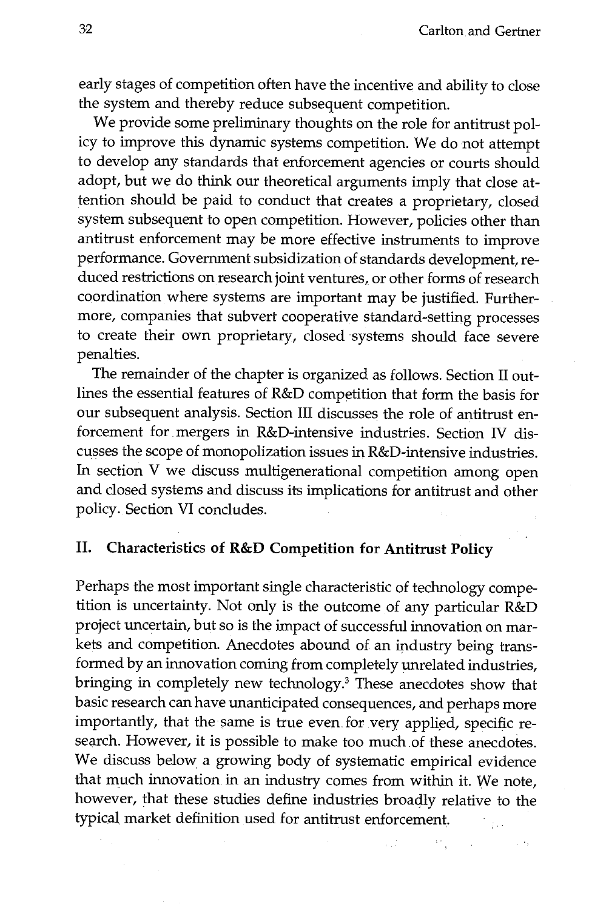early stages of competition often have the incentive and ability to close the system and thereby reduce subsequent competition.

We provide some preliminary thoughts on the role for antitrust policy to improve this dynamic systems competition. We do not attempt to develop any standards that enforcement agencies or courts should adopt, but we do think our theoretical arguments imply that close attention should be paid to conduct that creates a proprietary, closed system subsequent to open competition. However, policies other than antitrust enforcement may be more effective instruments to improve performance. Government subsidization of standards development, reduced restrictions on research joint ventures, or other forms of research coordination where systems are important may be justified. Furthermore, companies that subvert cooperative standard-setting processes to create their own proprietary, closed systems should face severe penalties.

The remainder of the chapter is organized as follows. Section II outlines the essential features of R&D competition that form the basis for our subsequent analysis. Section III discusses the role of antitrust enforcement for mergers in R&D-intensive industries. Section IV discusses the scope of monopolization issues in R&D-intensive industries. In section V we discuss multigenerational competition among open and closed systems and discuss its implications for antitrust and other policy. Section VI concludes.

## II. Characteristics of R&D Competition for Antitrust Policy

Perhaps the most important single characteristic of technology competition is uncertainty. Not only is the outcome of any particular R&D project uncertain, but so is the impact of successful innovation on markets and competition. Anecdotes abound of an industry being transformed by an innovation coming from completely unrelated industries, bringing in completely new technology.[3] These anecdotes show that basic research can have unanticipated consequences, and perhaps more importantly, that the same is true even for very applied, specific research. However, it is possible to make too much of these anecdotes. We discuss below a growing body of systematic empirical evidence that much innovation in an industry comes from within it. We note, however, that these studies define industries broadly relative to the typical market definition used for antitrust enforcement.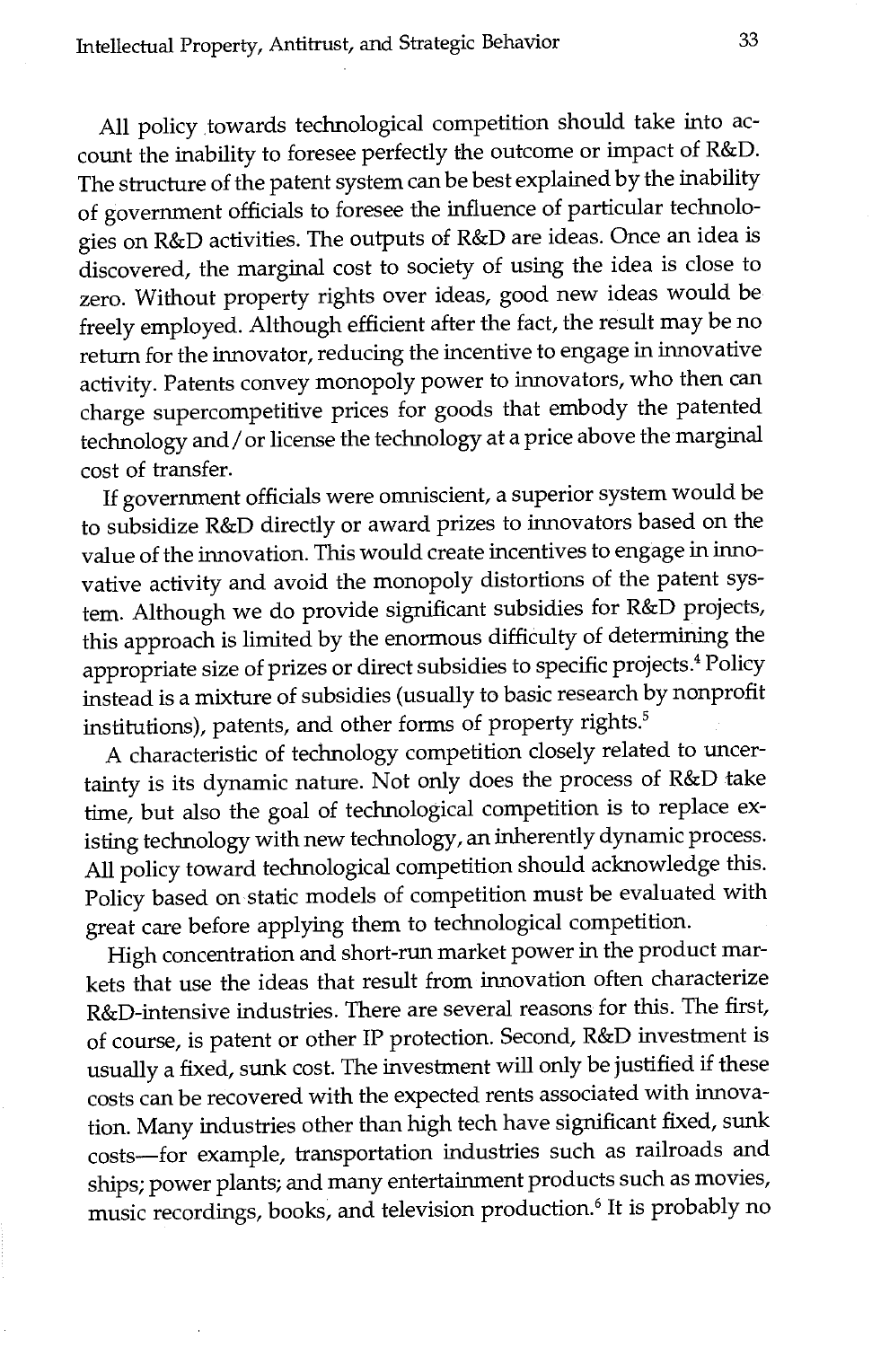All policy towards technological competition should take into account the inability to foresee perfectly the outcome or impact of R&D. The structure of the patent system can be best explained by the inability of government officials to foresee the influence of particular technologies on R&D activities. The outputs of R&D are ideas. Once an idea is discovered, the marginal cost to society of using the idea is close to zero. Without property rights over ideas, good new ideas would be freely employed. Although efficient after the fact, the result may be no return for the innovator, reducing the incentive to engage in innovative activity. Patents convey monopoly power to innovators, who then can charge supercompetitive prices for goods that embody the patented technology and/or license the technology at a price above the marginal cost of transfer.

If government officials were omniscient, a superior system would be to subsidize R&D directly or award prizes to innovators based on the value of the innovation. This would create incentives to engage in innovative activity and avoid the monopoly distortions of the patent system. Although we do provide significant subsidies for R&D projects, this approach is limited by the enormous difficulty of determining the appropriate size of prizes or direct subsidies to specific projects.[4] Policy instead is a mixture of subsidies (usually to basic research by nonprofit institutions), patents, and other forms of property rights.[5]

A characteristic of technology competition closely related to uncertainty is its dynamic nature. Not only does the process of R&D take time, but also the goal of technological competition is to replace existing technology with new technology, an inherently dynamic process. All policy toward technological competition should acknowledge this. Policy based on static models of competition must be evaluated with great care before applying them to technological competition.

High concentration and short-run market power in the product markets that use the ideas that result from innovation often characterize R&D-intensive industries. There are several reasons for this. The first, of course, is patent or other IP protection. Second, R&D investment is usually a fixed, sunk cost. The investment will only be justified if these costs can be recovered with the expected rents associated with innovation. Many industries other than high tech have significant fixed, sunk costs—for example, transportation industries such as railroads and ships; power plants; and many entertainment products such as movies, music recordings, books, and television production.[6] It is probably no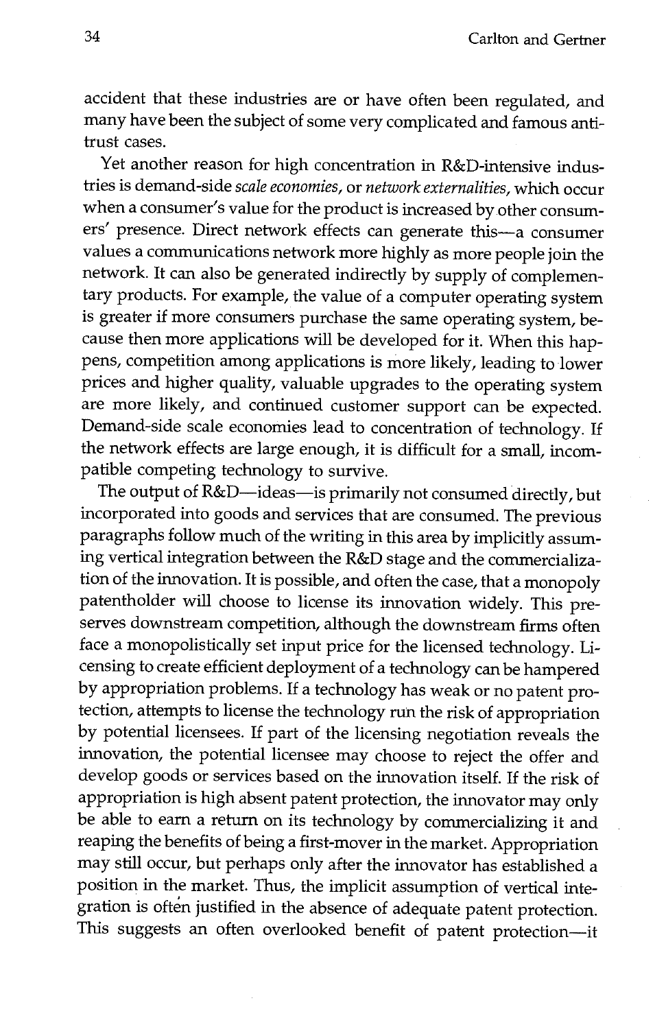accident that these industries are or have often been regulated, and many have been the subject of some very complicated and famous antitrust cases.

Yet another reason for high concentration in R&D-intensive industries is demand-side *scale economies*, or *network externalities*, which occur when a consumer's value for the product is increased by other consumers' presence. Direct network effects can generate this—a consumer values a communications network more highly as more people join the network. It can also be generated indirectly by supply of complementary products. For example, the value of a computer operating system is greater if more consumers purchase the same operating system, because then more applications will be developed for it. When this happens, competition among applications is more likely, leading to lower prices and higher quality, valuable upgrades to the operating system are more likely, and continued customer support can be expected. Demand-side scale economies lead to concentration of technology. If the network effects are large enough, it is difficult for a small, incompatible competing technology to survive.

The output of R&D—ideas—is primarily not consumed directly, but incorporated into goods and services that are consumed. The previous paragraphs follow much of the writing in this area by implicitly assuming vertical integration between the R&D stage and the commercialization of the innovation. It is possible, and often the case, that a monopoly patentholder will choose to license its innovation widely. This preserves downstream competition, although the downstream firms often face a monopolistically set input price for the licensed technology. Licensing to create efficient deployment of a technology can be hampered by appropriation problems. If a technology has weak or no patent protection, attempts to license the technology run the risk of appropriation by potential licensees. If part of the licensing negotiation reveals the innovation, the potential licensee may choose to reject the offer and develop goods or services based on the innovation itself. If the risk of appropriation is high absent patent protection, the innovator may only be able to earn a return on its technology by commercializing it and reaping the benefits of being a first-mover in the market. Appropriation may still occur, but perhaps only after the innovator has established a position in the market. Thus, the implicit assumption of vertical integration is often justified in the absence of adequate patent protection. This suggests an often overlooked benefit of patent protection—it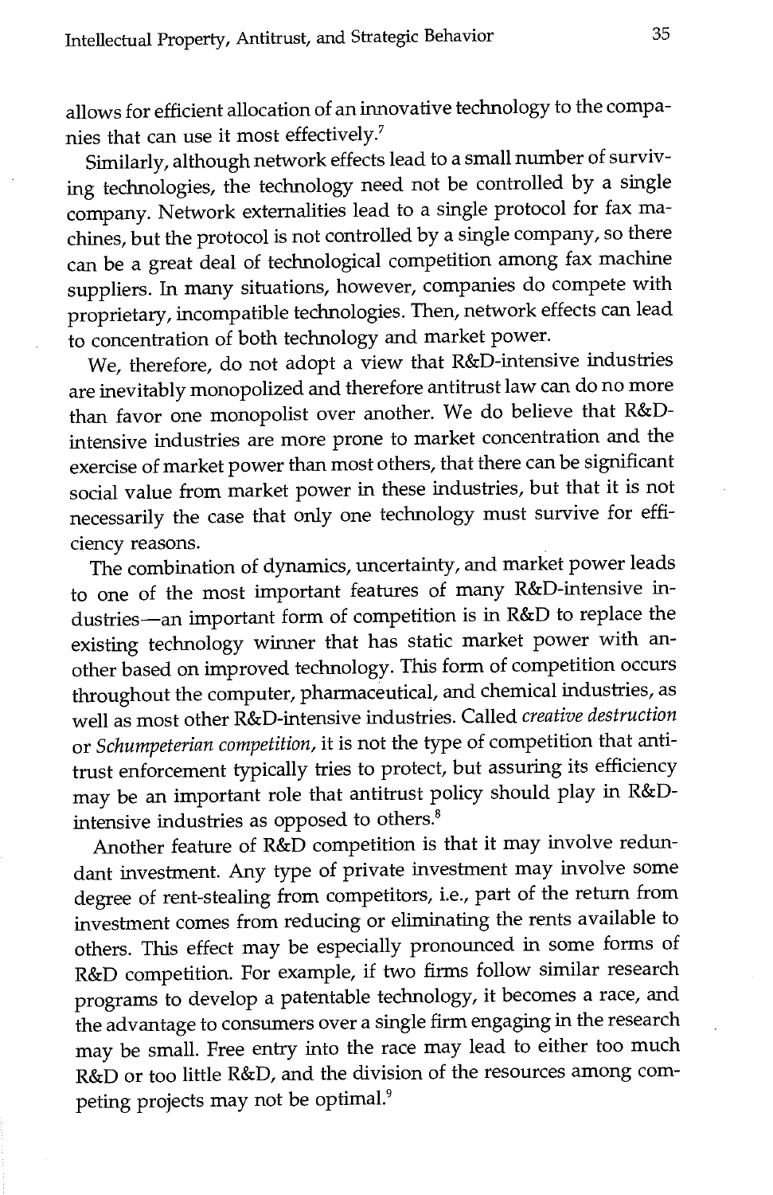allows for efficient allocation of an innovative technology to the companies that can use it most effectively.[7]

Similarly, although network effects lead to a small number of surviving technologies, the technology need not be controlled by a single company. Network externalities lead to a single protocol for fax machines, but the protocol is not controlled by a single company, so there can be a great deal of technological competition among fax machine suppliers. In many situations, however, companies do compete with proprietary, incompatible technologies. Then, network effects can lead to concentration of both technology and market power.

We, therefore, do not adopt a view that R&D-intensive industries are inevitably monopolized and therefore antitrust law can do no more than favor one monopolist over another. We do believe that R&D-intensive industries are more prone to market concentration and the exercise of market power than most others, that there can be significant social value from market power in these industries, but that it is not necessarily the case that only one technology must survive for efficiency reasons.

The combination of dynamics, uncertainty, and market power leads to one of the most important features of many R&D-intensive industries—an important form of competition is in R&D to replace the existing technology winner that has static market power with another based on improved technology. This form of competition occurs throughout the computer, pharmaceutical, and chemical industries, as well as most other R&D-intensive industries. Called *creative destruction* or *Schumpeterian competition*, it is not the type of competition that antitrust enforcement typically tries to protect, but assuring its efficiency may be an important role that antitrust policy should play in R&D-intensive industries as opposed to others.[8]

Another feature of R&D competition is that it may involve redundant investment. Any type of private investment may involve some degree of rent-stealing from competitors, i.e., part of the return from investment comes from reducing or eliminating the rents available to others. This effect may be especially pronounced in some forms of R&D competition. For example, if two firms follow similar research programs to develop a patentable technology, it becomes a race, and the advantage to consumers over a single firm engaging in the research may be small. Free entry into the race may lead to either too much R&D or too little R&D, and the division of the resources among competing projects may not be optimal.[9]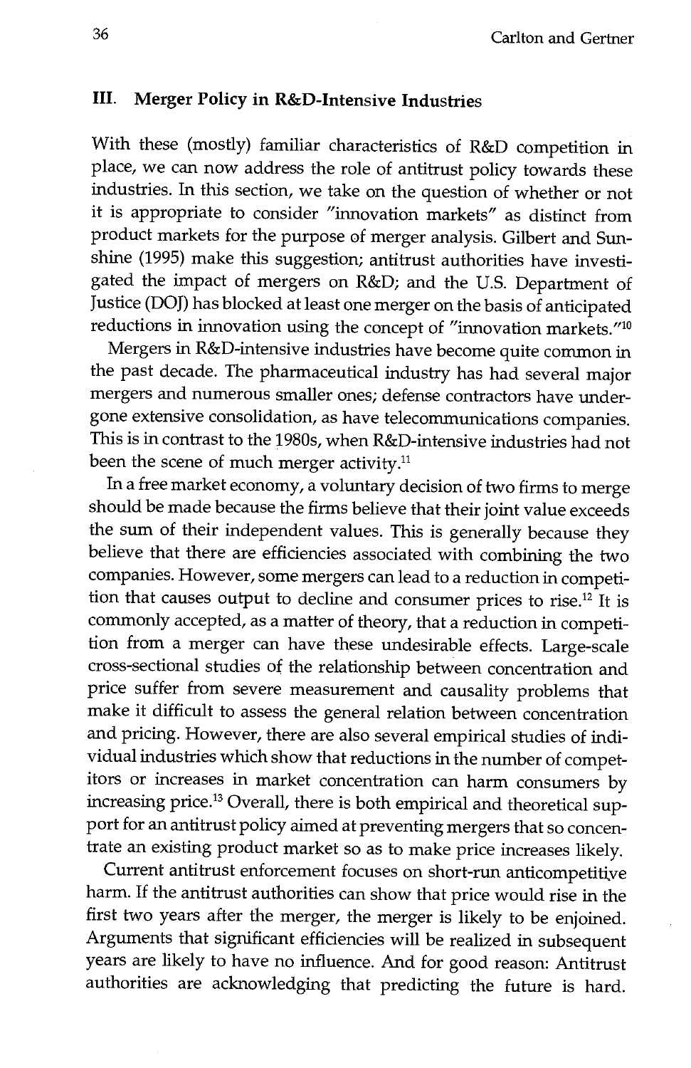## III. Merger Policy in R&D-Intensive Industries

With these (mostly) familiar characteristics of R&D competition in place, we can now address the role of antitrust policy towards these industries. In this section, we take on the question of whether or not it is appropriate to consider "innovation markets" as distinct from product markets for the purpose of merger analysis. Gilbert and Sunshine (1995) make this suggestion; antitrust authorities have investigated the impact of mergers on R&D; and the U.S. Department of Justice (DOJ) has blocked at least one merger on the basis of anticipated reductions in innovation using the concept of "innovation markets."[10]

Mergers in R&D-intensive industries have become quite common in the past decade. The pharmaceutical industry has had several major mergers and numerous smaller ones; defense contractors have undergone extensive consolidation, as have telecommunications companies. This is in contrast to the 1980s, when R&D-intensive industries had not been the scene of much merger activity.[11]

In a free market economy, a voluntary decision of two firms to merge should be made because the firms believe that their joint value exceeds the sum of their independent values. This is generally because they believe that there are efficiencies associated with combining the two companies. However, some mergers can lead to a reduction in competition that causes output to decline and consumer prices to rise.[12] It is commonly accepted, as a matter of theory, that a reduction in competition from a merger can have these undesirable effects. Large-scale cross-sectional studies of the relationship between concentration and price suffer from severe measurement and causality problems that make it difficult to assess the general relation between concentration and pricing. However, there are also several empirical studies of individual industries which show that reductions in the number of competitors or increases in market concentration can harm consumers by increasing price.[13] Overall, there is both empirical and theoretical support for an antitrust policy aimed at preventing mergers that so concentrate an existing product market so as to make price increases likely.

Current antitrust enforcement focuses on short-run anticompetitive harm. If the antitrust authorities can show that price would rise in the first two years after the merger, the merger is likely to be enjoined. Arguments that significant efficiencies will be realized in subsequent years are likely to have no influence. And for good reason: Antitrust authorities are acknowledging that predicting the future is hard.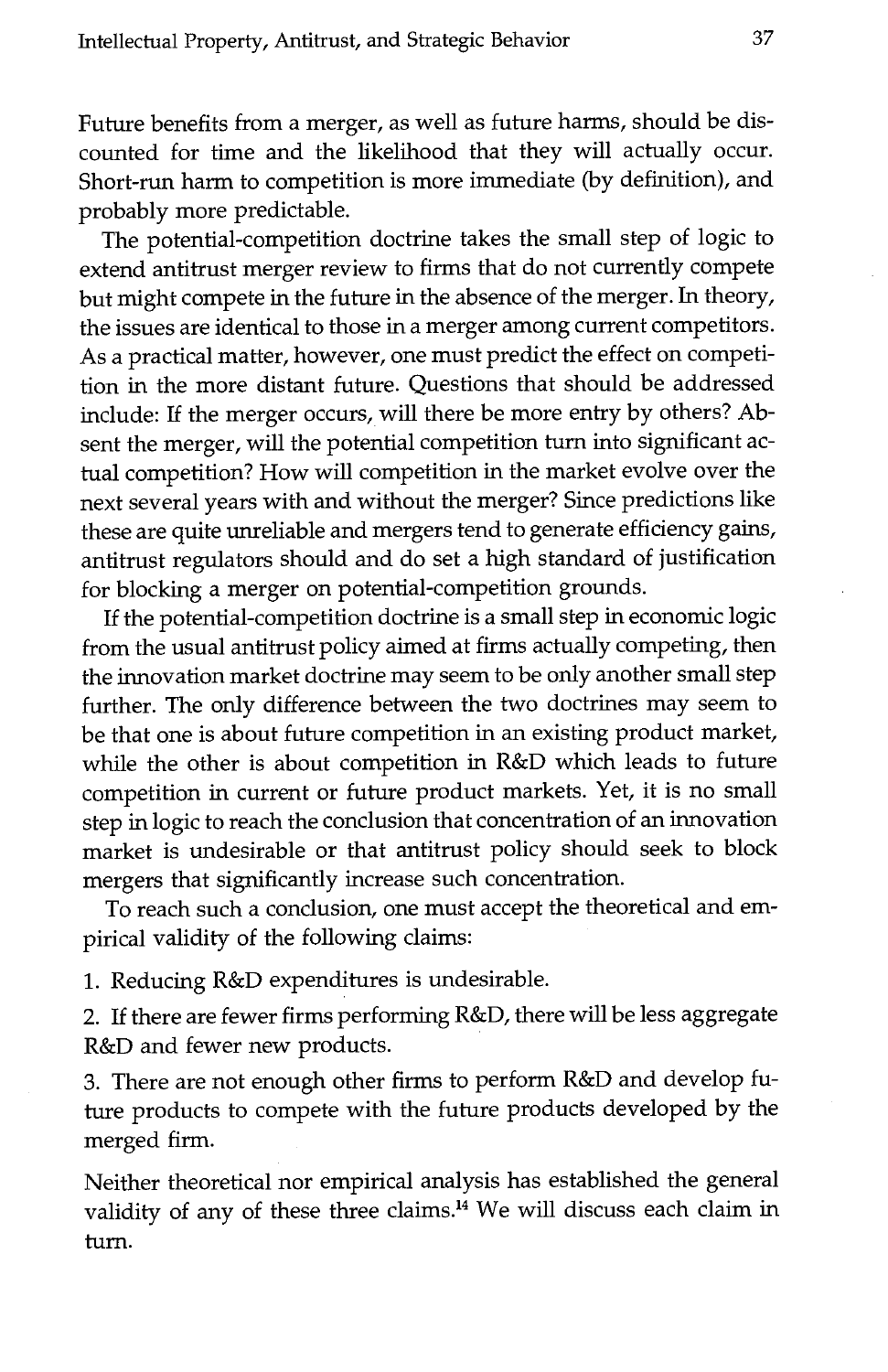Future benefits from a merger, as well as future harms, should be discounted for time and the likelihood that they will actually occur. Short-run harm to competition is more immediate (by definition), and probably more predictable.

The potential-competition doctrine takes the small step of logic to extend antitrust merger review to firms that do not currently compete but might compete in the future in the absence of the merger. In theory, the issues are identical to those in a merger among current competitors. As a practical matter, however, one must predict the effect on competition in the more distant future. Questions that should be addressed include: If the merger occurs, will there be more entry by others? Absent the merger, will the potential competition turn into significant actual competition? How will competition in the market evolve over the next several years with and without the merger? Since predictions like these are quite unreliable and mergers tend to generate efficiency gains, antitrust regulators should and do set a high standard of justification for blocking a merger on potential-competition grounds.

If the potential-competition doctrine is a small step in economic logic from the usual antitrust policy aimed at firms actually competing, then the innovation market doctrine may seem to be only another small step further. The only difference between the two doctrines may seem to be that one is about future competition in an existing product market, while the other is about competition in R&D which leads to future competition in current or future product markets. Yet, it is no small step in logic to reach the conclusion that concentration of an innovation market is undesirable or that antitrust policy should seek to block mergers that significantly increase such concentration.

To reach such a conclusion, one must accept the theoretical and empirical validity of the following claims:

1. Reducing R&D expenditures is undesirable.

2. If there are fewer firms performing R&D, there will be less aggregate R&D and fewer new products.

3. There are not enough other firms to perform R&D and develop future products to compete with the future products developed by the merged firm.

Neither theoretical nor empirical analysis has established the general validity of any of these three claims.[14] We will discuss each claim in turn.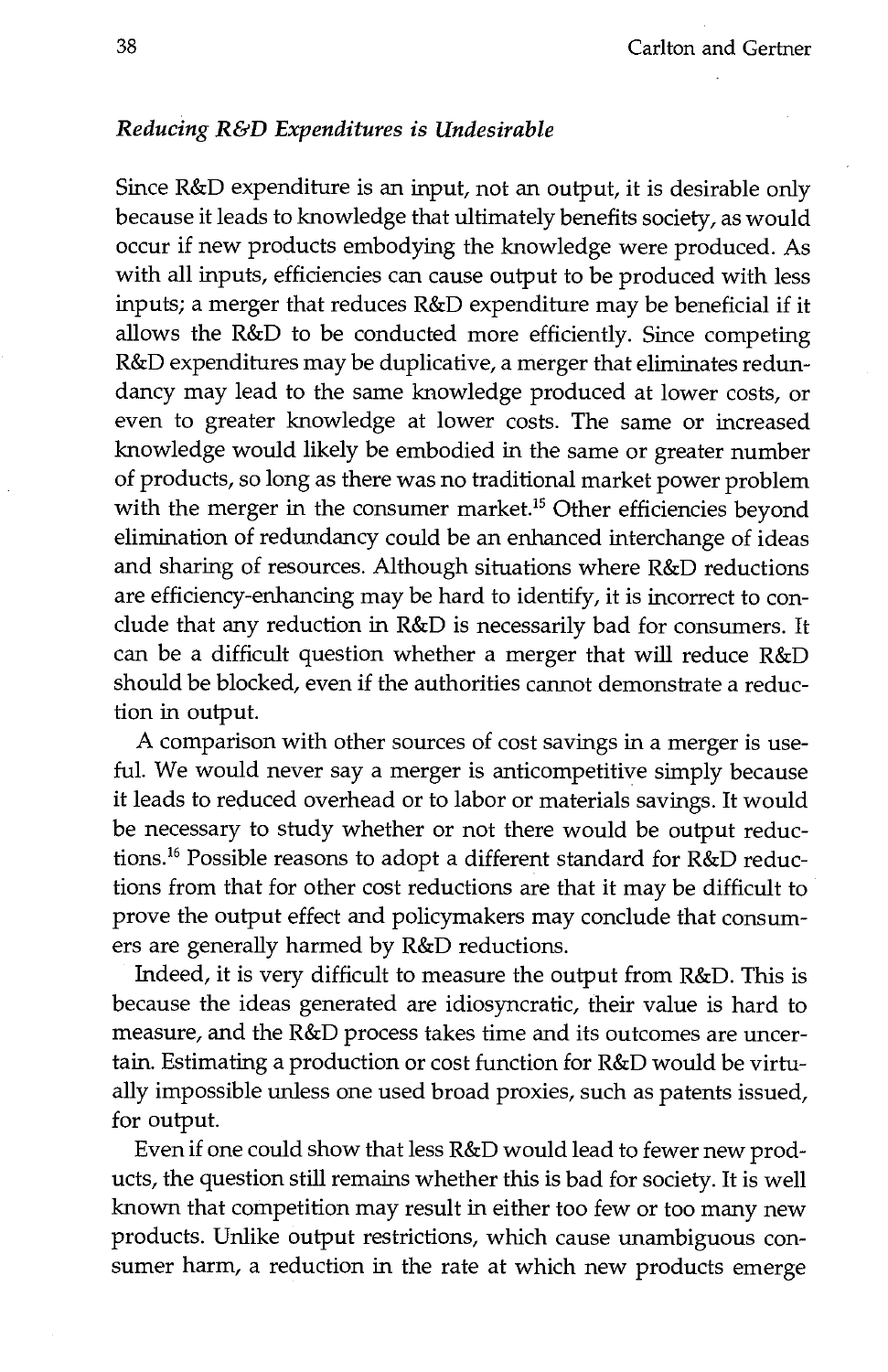### *Reducing R&D Expenditures is Undesirable*

Since R&D expenditure is an input, not an output, it is desirable only because it leads to knowledge that ultimately benefits society, as would occur if new products embodying the knowledge were produced. As with all inputs, efficiencies can cause output to be produced with less inputs; a merger that reduces R&D expenditure may be beneficial if it allows the R&D to be conducted more efficiently. Since competing R&D expenditures may be duplicative, a merger that eliminates redundancy may lead to the same knowledge produced at lower costs, or even to greater knowledge at lower costs. The same or increased knowledge would likely be embodied in the same or greater number of products, so long as there was no traditional market power problem with the merger in the consumer market.[15] Other efficiencies beyond elimination of redundancy could be an enhanced interchange of ideas and sharing of resources. Although situations where R&D reductions are efficiency-enhancing may be hard to identify, it is incorrect to conclude that any reduction in R&D is necessarily bad for consumers. It can be a difficult question whether a merger that will reduce R&D should be blocked, even if the authorities cannot demonstrate a reduction in output.

A comparison with other sources of cost savings in a merger is useful. We would never say a merger is anticompetitive simply because it leads to reduced overhead or to labor or materials savings. It would be necessary to study whether or not there would be output reductions.[16] Possible reasons to adopt a different standard for R&D reductions from that for other cost reductions are that it may be difficult to prove the output effect and policymakers may conclude that consumers are generally harmed by R&D reductions.

Indeed, it is very difficult to measure the output from R&D. This is because the ideas generated are idiosyncratic, their value is hard to measure, and the R&D process takes time and its outcomes are uncertain. Estimating a production or cost function for R&D would be virtually impossible unless one used broad proxies, such as patents issued, for output.

Even if one could show that less R&D would lead to fewer new products, the question still remains whether this is bad for society. It is well known that competition may result in either too few or too many new products. Unlike output restrictions, which cause unambiguous consumer harm, a reduction in the rate at which new products emerge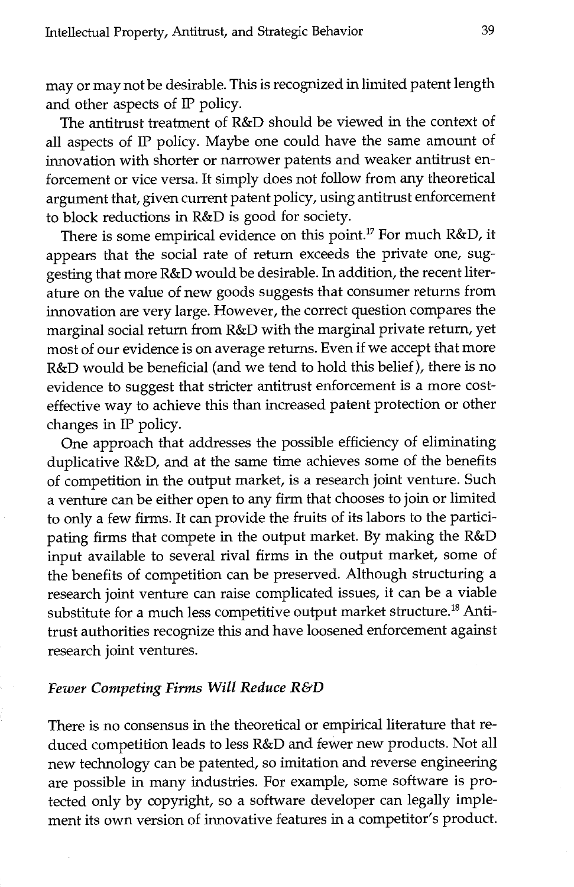may or may not be desirable. This is recognized in limited patent length and other aspects of IP policy.

The antitrust treatment of R&D should be viewed in the context of all aspects of IP policy. Maybe one could have the same amount of innovation with shorter or narrower patents and weaker antitrust enforcement or vice versa. It simply does not follow from any theoretical argument that, given current patent policy, using antitrust enforcement to block reductions in R&D is good for society.

There is some empirical evidence on this point.[17] For much R&D, it appears that the social rate of return exceeds the private one, suggesting that more R&D would be desirable. In addition, the recent literature on the value of new goods suggests that consumer returns from innovation are very large. However, the correct question compares the marginal social return from R&D with the marginal private return, yet most of our evidence is on average returns. Even if we accept that more R&D would be beneficial (and we tend to hold this belief), there is no evidence to suggest that stricter antitrust enforcement is a more cost-effective way to achieve this than increased patent protection or other changes in IP policy.

One approach that addresses the possible efficiency of eliminating duplicative R&D, and at the same time achieves some of the benefits of competition in the output market, is a research joint venture. Such a venture can be either open to any firm that chooses to join or limited to only a few firms. It can provide the fruits of its labors to the participating firms that compete in the output market. By making the R&D input available to several rival firms in the output market, some of the benefits of competition can be preserved. Although structuring a research joint venture can raise complicated issues, it can be a viable substitute for a much less competitive output market structure.[18] Antitrust authorities recognize this and have loosened enforcement against research joint ventures.

### *Fewer Competing Firms Will Reduce R&D*

There is no consensus in the theoretical or empirical literature that reduced competition leads to less R&D and fewer new products. Not all new technology can be patented, so imitation and reverse engineering are possible in many industries. For example, some software is protected only by copyright, so a software developer can legally implement its own version of innovative features in a competitor's product.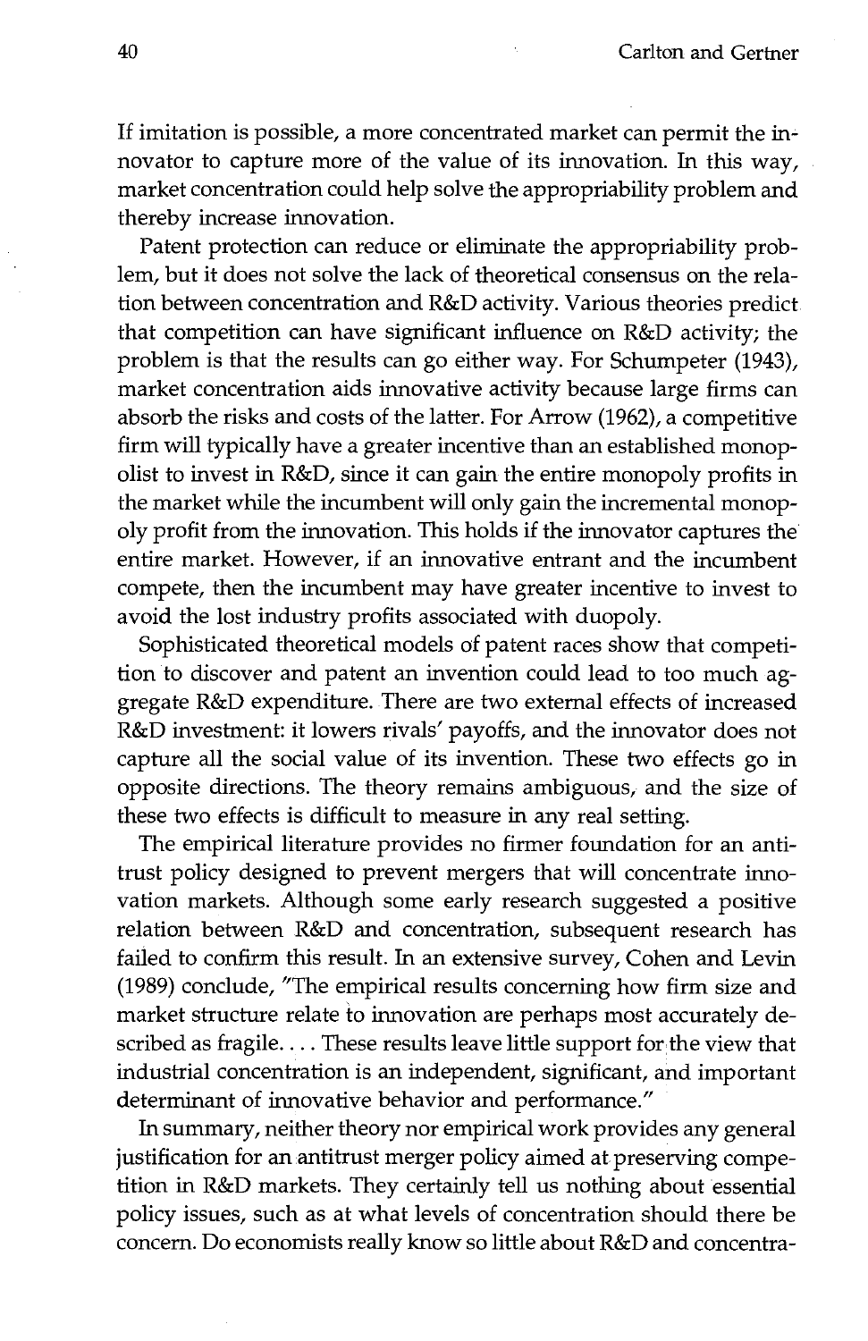If imitation is possible, a more concentrated market can permit the innovator to capture more of the value of its innovation. In this way, market concentration could help solve the appropriability problem and thereby increase innovation.

Patent protection can reduce or eliminate the appropriability problem, but it does not solve the lack of theoretical consensus on the relation between concentration and R&D activity. Various theories predict that competition can have significant influence on R&D activity; the problem is that the results can go either way. For Schumpeter (1943), market concentration aids innovative activity because large firms can absorb the risks and costs of the latter. For Arrow (1962), a competitive firm will typically have a greater incentive than an established monopolist to invest in R&D, since it can gain the entire monopoly profits in the market while the incumbent will only gain the incremental monopoly profit from the innovation. This holds if the innovator captures the entire market. However, if an innovative entrant and the incumbent compete, then the incumbent may have greater incentive to invest to avoid the lost industry profits associated with duopoly.

Sophisticated theoretical models of patent races show that competition to discover and patent an invention could lead to too much aggregate R&D expenditure. There are two external effects of increased R&D investment: it lowers rivals' payoffs, and the innovator does not capture all the social value of its invention. These two effects go in opposite directions. The theory remains ambiguous, and the size of these two effects is difficult to measure in any real setting.

The empirical literature provides no firmer foundation for an antitrust policy designed to prevent mergers that will concentrate innovation markets. Although some early research suggested a positive relation between R&D and concentration, subsequent research has failed to confirm this result. In an extensive survey, Cohen and Levin (1989) conclude, "The empirical results concerning how firm size and market structure relate to innovation are perhaps most accurately described as fragile.... These results leave little support for the view that industrial concentration is an independent, significant, and important determinant of innovative behavior and performance."

In summary, neither theory nor empirical work provides any general justification for an antitrust merger policy aimed at preserving competition in R&D markets. They certainly tell us nothing about essential policy issues, such as at what levels of concentration should there be concern. Do economists really know so little about R&D and concentra-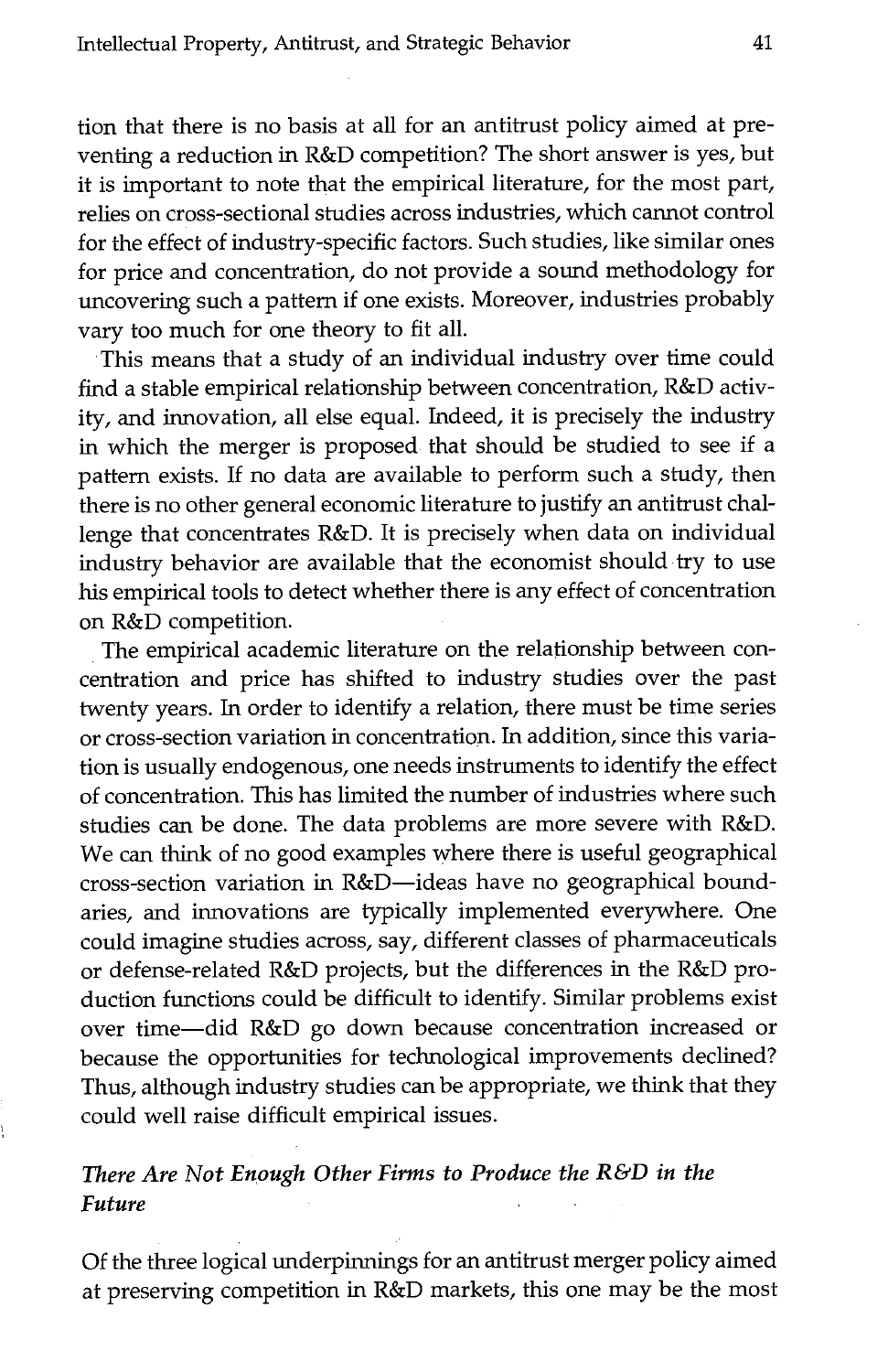tion that there is no basis at all for an antitrust policy aimed at preventing a reduction in R&D competition? The short answer is yes, but it is important to note that the empirical literature, for the most part, relies on cross-sectional studies across industries, which cannot control for the effect of industry-specific factors. Such studies, like similar ones for price and concentration, do not provide a sound methodology for uncovering such a pattern if one exists. Moreover, industries probably vary too much for one theory to fit all.

This means that a study of an individual industry over time could find a stable empirical relationship between concentration, R&D activity, and innovation, all else equal. Indeed, it is precisely the industry in which the merger is proposed that should be studied to see if a pattern exists. If no data are available to perform such a study, then there is no other general economic literature to justify an antitrust challenge that concentrates R&D. It is precisely when data on individual industry behavior are available that the economist should try to use his empirical tools to detect whether there is any effect of concentration on R&D competition.

The empirical academic literature on the relationship between concentration and price has shifted to industry studies over the past twenty years. In order to identify a relation, there must be time series or cross-section variation in concentration. In addition, since this variation is usually endogenous, one needs instruments to identify the effect of concentration. This has limited the number of industries where such studies can be done. The data problems are more severe with R&D. We can think of no good examples where there is useful geographical cross-section variation in R&D—ideas have no geographical boundaries, and innovations are typically implemented everywhere. One could imagine studies across, say, different classes of pharmaceuticals or defense-related R&D projects, but the differences in the R&D production functions could be difficult to identify. Similar problems exist over time—did R&D go down because concentration increased or because the opportunities for technological improvements declined? Thus, although industry studies can be appropriate, we think that they could well raise difficult empirical issues.

### *There Are Not Enough Other Firms to Produce the R&D in the Future*

Of the three logical underpinnings for an antitrust merger policy aimed at preserving competition in R&D markets, this one may be the most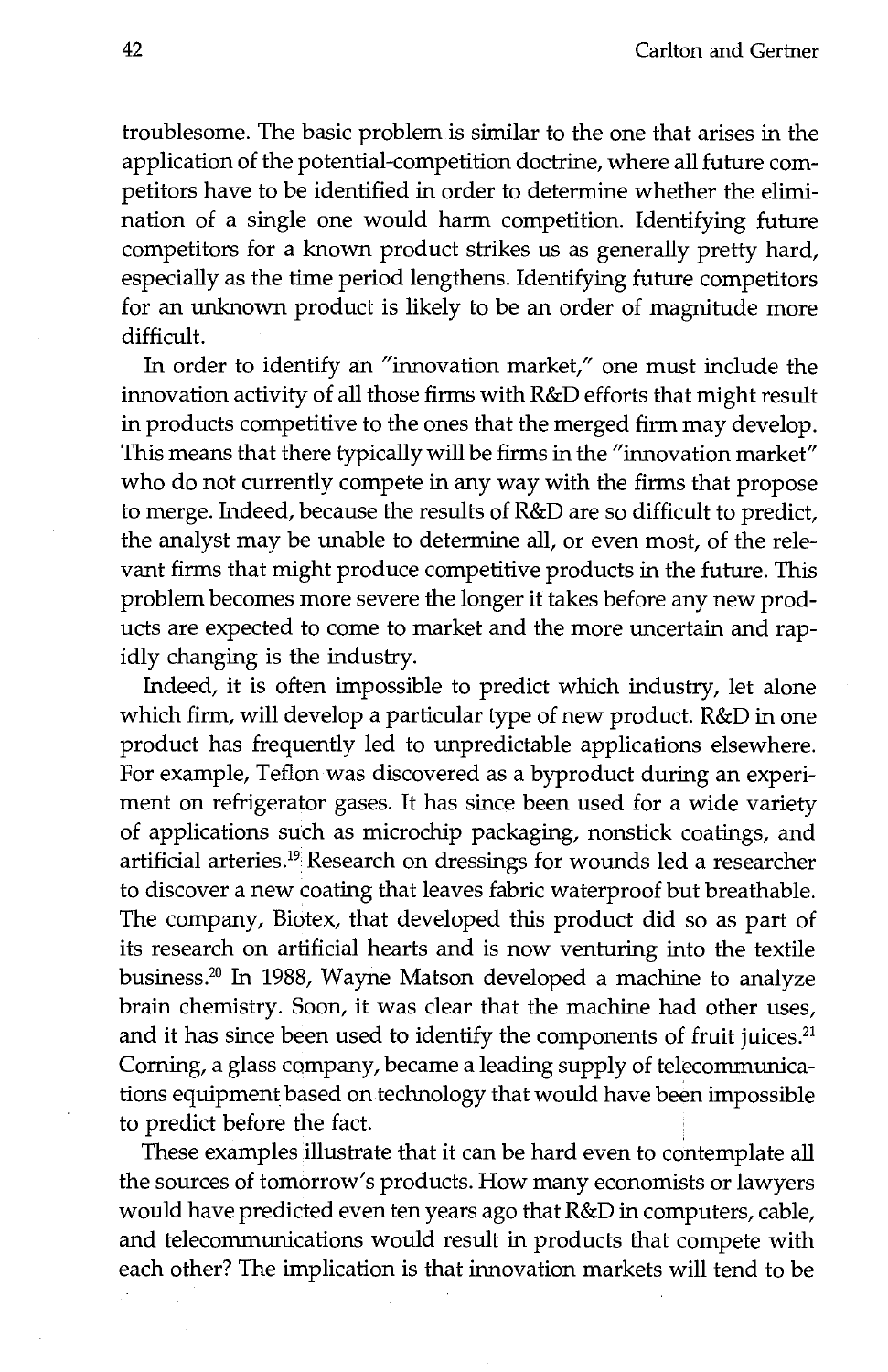troublesome. The basic problem is similar to the one that arises in the application of the potential-competition doctrine, where all future competitors have to be identified in order to determine whether the elimination of a single one would harm competition. Identifying future competitors for a known product strikes us as generally pretty hard, especially as the time period lengthens. Identifying future competitors for an unknown product is likely to be an order of magnitude more difficult.

In order to identify an "innovation market," one must include the innovation activity of all those firms with R&D efforts that might result in products competitive to the ones that the merged firm may develop. This means that there typically will be firms in the "innovation market" who do not currently compete in any way with the firms that propose to merge. Indeed, because the results of R&D are so difficult to predict, the analyst may be unable to determine all, or even most, of the relevant firms that might produce competitive products in the future. This problem becomes more severe the longer it takes before any new products are expected to come to market and the more uncertain and rapidly changing is the industry.

Indeed, it is often impossible to predict which industry, let alone which firm, will develop a particular type of new product. R&D in one product has frequently led to unpredictable applications elsewhere. For example, Teflon was discovered as a byproduct during an experiment on refrigerator gases. It has since been used for a wide variety of applications such as microchip packaging, nonstick coatings, and artificial arteries.[19] Research on dressings for wounds led a researcher to discover a new coating that leaves fabric waterproof but breathable. The company, Biotex, that developed this product did so as part of its research on artificial hearts and is now venturing into the textile business.[20] In 1988, Wayne Matson developed a machine to analyze brain chemistry. Soon, it was clear that the machine had other uses, and it has since been used to identify the components of fruit juices.[21] Corning, a glass company, became a leading supply of telecommunications equipment based on technology that would have been impossible to predict before the fact.

These examples illustrate that it can be hard even to contemplate all the sources of tomorrow's products. How many economists or lawyers would have predicted even ten years ago that R&D in computers, cable, and telecommunications would result in products that compete with each other? The implication is that innovation markets will tend to be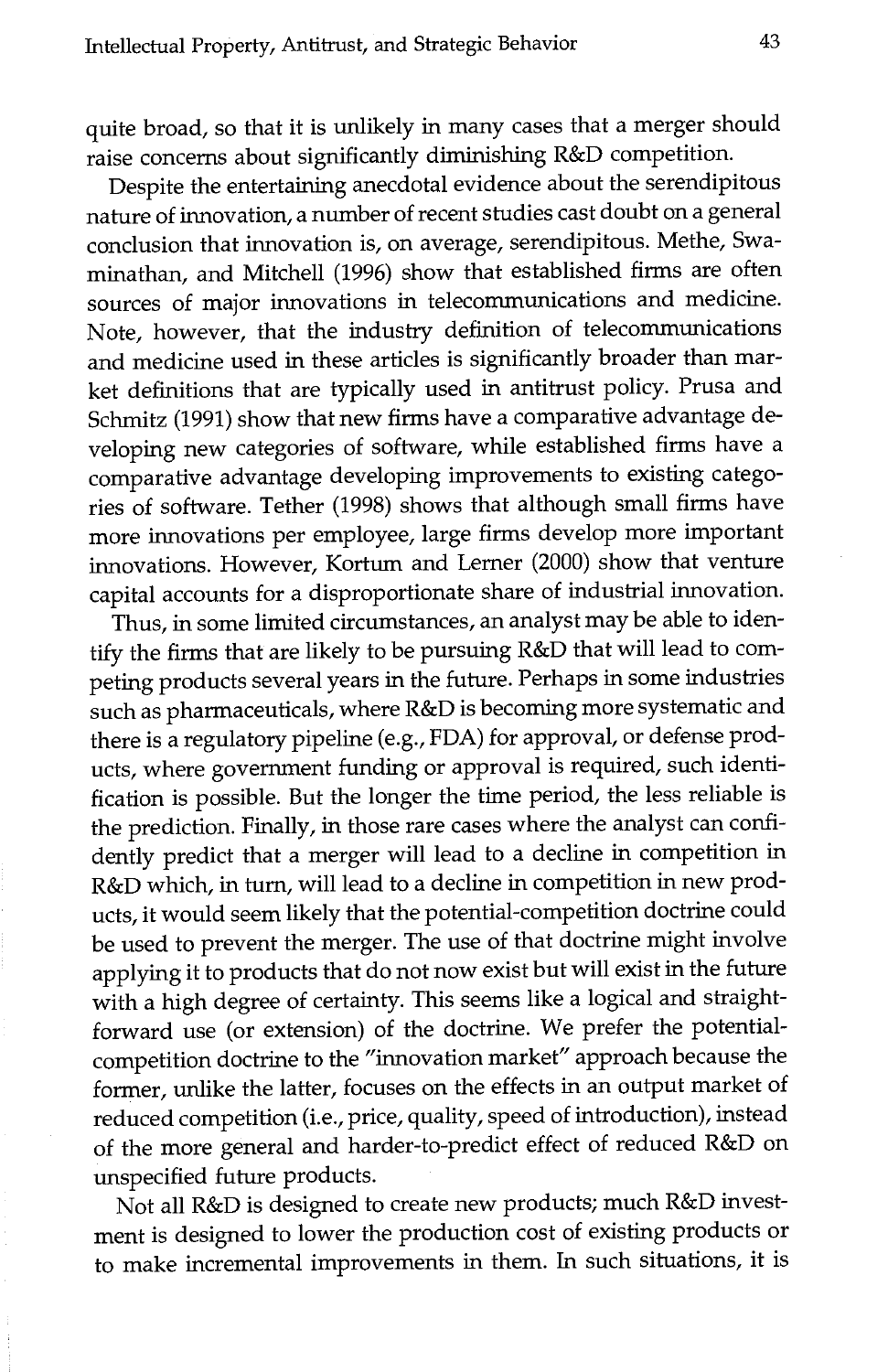quite broad, so that it is unlikely in many cases that a merger should raise concerns about significantly diminishing R&D competition.

Despite the entertaining anecdotal evidence about the serendipitous nature of innovation, a number of recent studies cast doubt on a general conclusion that innovation is, on average, serendipitous. Methe, Swaminathan, and Mitchell (1996) show that established firms are often sources of major innovations in telecommunications and medicine. Note, however, that the industry definition of telecommunications and medicine used in these articles is significantly broader than market definitions that are typically used in antitrust policy. Prusa and Schmitz (1991) show that new firms have a comparative advantage developing new categories of software, while established firms have a comparative advantage developing improvements to existing categories of software. Tether (1998) shows that although small firms have more innovations per employee, large firms develop more important innovations. However, Kortum and Lerner (2000) show that venture capital accounts for a disproportionate share of industrial innovation.

Thus, in some limited circumstances, an analyst may be able to identify the firms that are likely to be pursuing R&D that will lead to competing products several years in the future. Perhaps in some industries such as pharmaceuticals, where R&D is becoming more systematic and there is a regulatory pipeline (e.g., FDA) for approval, or defense products, where government funding or approval is required, such identification is possible. But the longer the time period, the less reliable is the prediction. Finally, in those rare cases where the analyst can confidently predict that a merger will lead to a decline in competition in R&D which, in turn, will lead to a decline in competition in new products, it would seem likely that the potential-competition doctrine could be used to prevent the merger. The use of that doctrine might involve applying it to products that do not now exist but will exist in the future with a high degree of certainty. This seems like a logical and straightforward use (or extension) of the doctrine. We prefer the potential-competition doctrine to the "innovation market" approach because the former, unlike the latter, focuses on the effects in an output market of reduced competition (i.e., price, quality, speed of introduction), instead of the more general and harder-to-predict effect of reduced R&D on unspecified future products.

Not all R&D is designed to create new products; much R&D investment is designed to lower the production cost of existing products or to make incremental improvements in them. In such situations, it is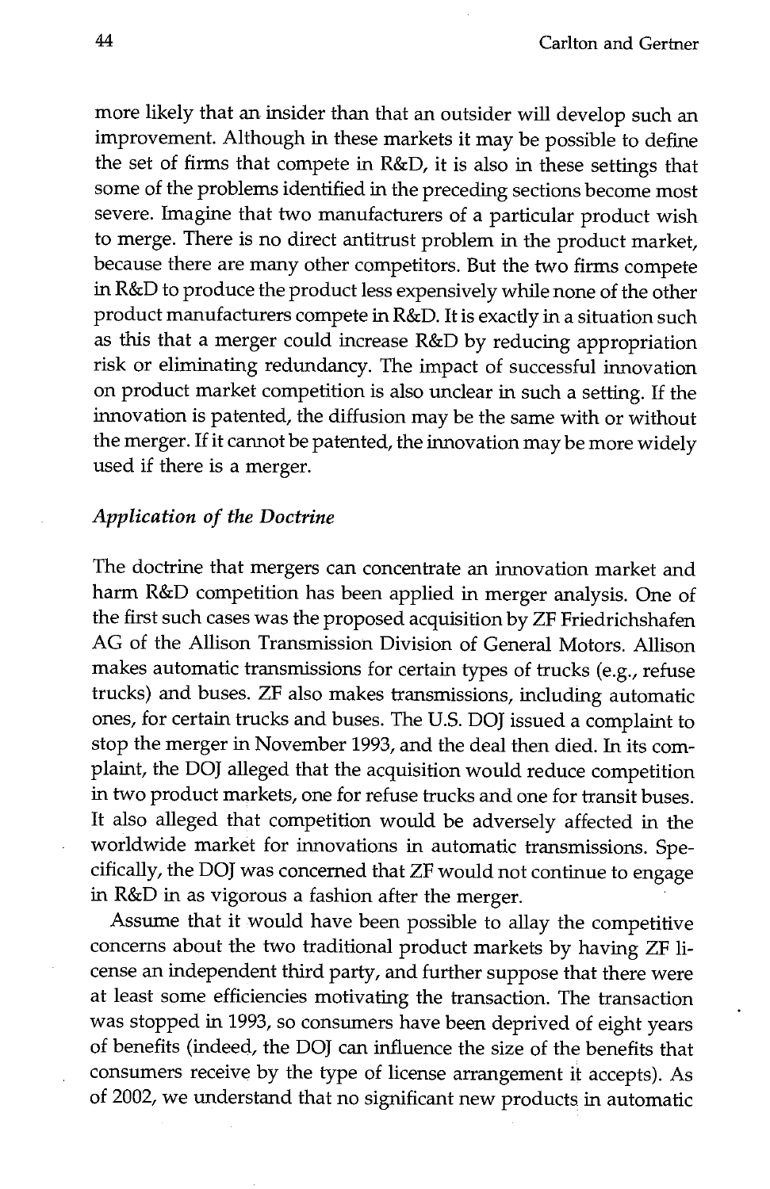more likely that an insider than that an outsider will develop such an improvement. Although in these markets it may be possible to define the set of firms that compete in R&D, it is also in these settings that some of the problems identified in the preceding sections become most severe. Imagine that two manufacturers of a particular product wish to merge. There is no direct antitrust problem in the product market, because there are many other competitors. But the two firms compete in R&D to produce the product less expensively while none of the other product manufacturers compete in R&D. It is exactly in a situation such as this that a merger could increase R&D by reducing appropriation risk or eliminating redundancy. The impact of successful innovation on product market competition is also unclear in such a setting. If the innovation is patented, the diffusion may be the same with or without the merger. If it cannot be patented, the innovation may be more widely used if there is a merger.

### *Application of the Doctrine*

The doctrine that mergers can concentrate an innovation market and harm R&D competition has been applied in merger analysis. One of the first such cases was the proposed acquisition by ZF Friedrichshafen AG of the Allison Transmission Division of General Motors. Allison makes automatic transmissions for certain types of trucks (e.g., refuse trucks) and buses. ZF also makes transmissions, including automatic ones, for certain trucks and buses. The U.S. DOJ issued a complaint to stop the merger in November 1993, and the deal then died. In its complaint, the DOJ alleged that the acquisition would reduce competition in two product markets, one for refuse trucks and one for transit buses. It also alleged that competition would be adversely affected in the worldwide market for innovations in automatic transmissions. Specifically, the DOJ was concerned that ZF would not continue to engage in R&D in as vigorous a fashion after the merger.

Assume that it would have been possible to allay the competitive concerns about the two traditional product markets by having ZF license an independent third party, and further suppose that there were at least some efficiencies motivating the transaction. The transaction was stopped in 1993, so consumers have been deprived of eight years of benefits (indeed, the DOJ can influence the size of the benefits that consumers receive by the type of license arrangement it accepts). As of 2002, we understand that no significant new products in automatic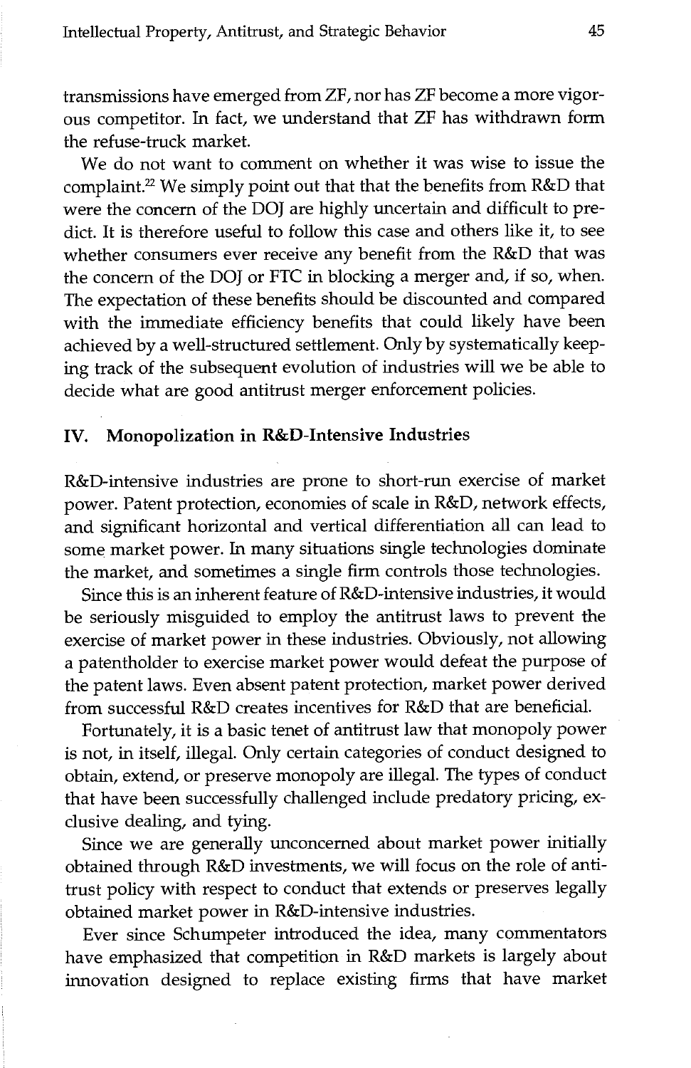transmissions have emerged from ZF, nor has ZF become a more vigorous competitor. In fact, we understand that ZF has withdrawn form the refuse-truck market.

We do not want to comment on whether it was wise to issue the complaint.[22] We simply point out that that the benefits from R&D that were the concern of the DOJ are highly uncertain and difficult to predict. It is therefore useful to follow this case and others like it, to see whether consumers ever receive any benefit from the R&D that was the concern of the DOJ or FTC in blocking a merger and, if so, when. The expectation of these benefits should be discounted and compared with the immediate efficiency benefits that could likely have been achieved by a well-structured settlement. Only by systematically keeping track of the subsequent evolution of industries will we be able to decide what are good antitrust merger enforcement policies.

## IV. Monopolization in R&D-Intensive Industries

R&D-intensive industries are prone to short-run exercise of market power. Patent protection, economies of scale in R&D, network effects, and significant horizontal and vertical differentiation all can lead to some market power. In many situations single technologies dominate the market, and sometimes a single firm controls those technologies.

Since this is an inherent feature of R&D-intensive industries, it would be seriously misguided to employ the antitrust laws to prevent the exercise of market power in these industries. Obviously, not allowing a patentholder to exercise market power would defeat the purpose of the patent laws. Even absent patent protection, market power derived from successful R&D creates incentives for R&D that are beneficial.

Fortunately, it is a basic tenet of antitrust law that monopoly power is not, in itself, illegal. Only certain categories of conduct designed to obtain, extend, or preserve monopoly are illegal. The types of conduct that have been successfully challenged include predatory pricing, exclusive dealing, and tying.

Since we are generally unconcerned about market power initially obtained through R&D investments, we will focus on the role of antitrust policy with respect to conduct that extends or preserves legally obtained market power in R&D-intensive industries.

Ever since Schumpeter introduced the idea, many commentators have emphasized that competition in R&D markets is largely about innovation designed to replace existing firms that have market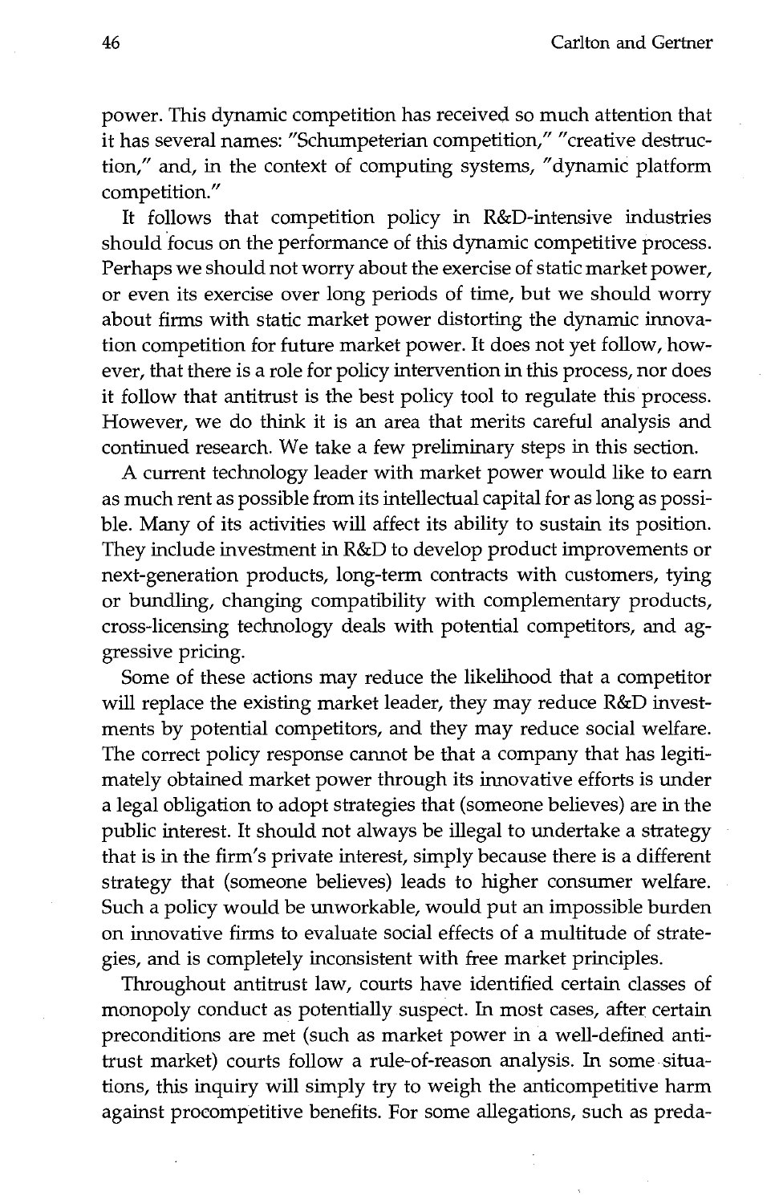power. This dynamic competition has received so much attention that it has several names: "Schumpeterian competition," "creative destruction," and, in the context of computing systems, "dynamic platform competition."

It follows that competition policy in R&D-intensive industries should focus on the performance of this dynamic competitive process. Perhaps we should not worry about the exercise of static market power, or even its exercise over long periods of time, but we should worry about firms with static market power distorting the dynamic innovation competition for future market power. It does not yet follow, however, that there is a role for policy intervention in this process, nor does it follow that antitrust is the best policy tool to regulate this process. However, we do think it is an area that merits careful analysis and continued research. We take a few preliminary steps in this section.

A current technology leader with market power would like to earn as much rent as possible from its intellectual capital for as long as possible. Many of its activities will affect its ability to sustain its position. They include investment in R&D to develop product improvements or next-generation products, long-term contracts with customers, tying or bundling, changing compatibility with complementary products, cross-licensing technology deals with potential competitors, and aggressive pricing.

Some of these actions may reduce the likelihood that a competitor will replace the existing market leader, they may reduce R&D investments by potential competitors, and they may reduce social welfare. The correct policy response cannot be that a company that has legitimately obtained market power through its innovative efforts is under a legal obligation to adopt strategies that (someone believes) are in the public interest. It should not always be illegal to undertake a strategy that is in the firm's private interest, simply because there is a different strategy that (someone believes) leads to higher consumer welfare. Such a policy would be unworkable, would put an impossible burden on innovative firms to evaluate social effects of a multitude of strategies, and is completely inconsistent with free market principles.

Throughout antitrust law, courts have identified certain classes of monopoly conduct as potentially suspect. In most cases, after certain preconditions are met (such as market power in a well-defined antitrust market) courts follow a rule-of-reason analysis. In some situations, this inquiry will simply try to weigh the anticompetitive harm against procompetitive benefits. For some allegations, such as preda-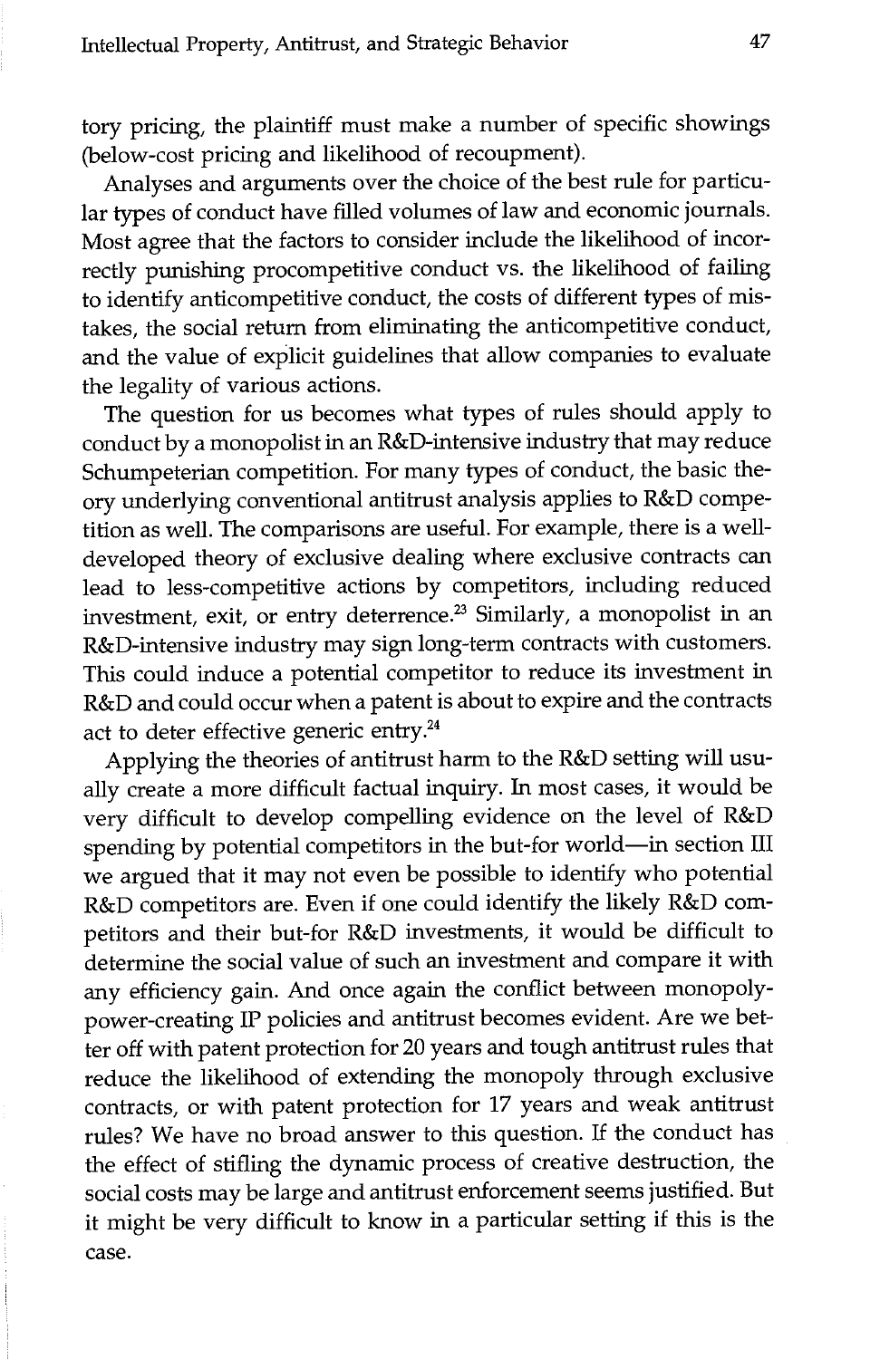tory pricing, the plaintiff must make a number of specific showings (below-cost pricing and likelihood of recoupment).

Analyses and arguments over the choice of the best rule for particular types of conduct have filled volumes of law and economic journals. Most agree that the factors to consider include the likelihood of incorrectly punishing procompetitive conduct vs. the likelihood of failing to identify anticompetitive conduct, the costs of different types of mistakes, the social return from eliminating the anticompetitive conduct, and the value of explicit guidelines that allow companies to evaluate the legality of various actions.

The question for us becomes what types of rules should apply to conduct by a monopolist in an R&D-intensive industry that may reduce Schumpeterian competition. For many types of conduct, the basic theory underlying conventional antitrust analysis applies to R&D competition as well. The comparisons are useful. For example, there is a well-developed theory of exclusive dealing where exclusive contracts can lead to less-competitive actions by competitors, including reduced investment, exit, or entry deterrence.[23] Similarly, a monopolist in an R&D-intensive industry may sign long-term contracts with customers. This could induce a potential competitor to reduce its investment in R&D and could occur when a patent is about to expire and the contracts act to deter effective generic entry.[24]

Applying the theories of antitrust harm to the R&D setting will usually create a more difficult factual inquiry. In most cases, it would be very difficult to develop compelling evidence on the level of R&D spending by potential competitors in the but-for world—in section III we argued that it may not even be possible to identify who potential R&D competitors are. Even if one could identify the likely R&D competitors and their but-for R&D investments, it would be difficult to determine the social value of such an investment and compare it with any efficiency gain. And once again the conflict between monopoly-power-creating IP policies and antitrust becomes evident. Are we better off with patent protection for 20 years and tough antitrust rules that reduce the likelihood of extending the monopoly through exclusive contracts, or with patent protection for 17 years and weak antitrust rules? We have no broad answer to this question. If the conduct has the effect of stifling the dynamic process of creative destruction, the social costs may be large and antitrust enforcement seems justified. But it might be very difficult to know in a particular setting if this is the case.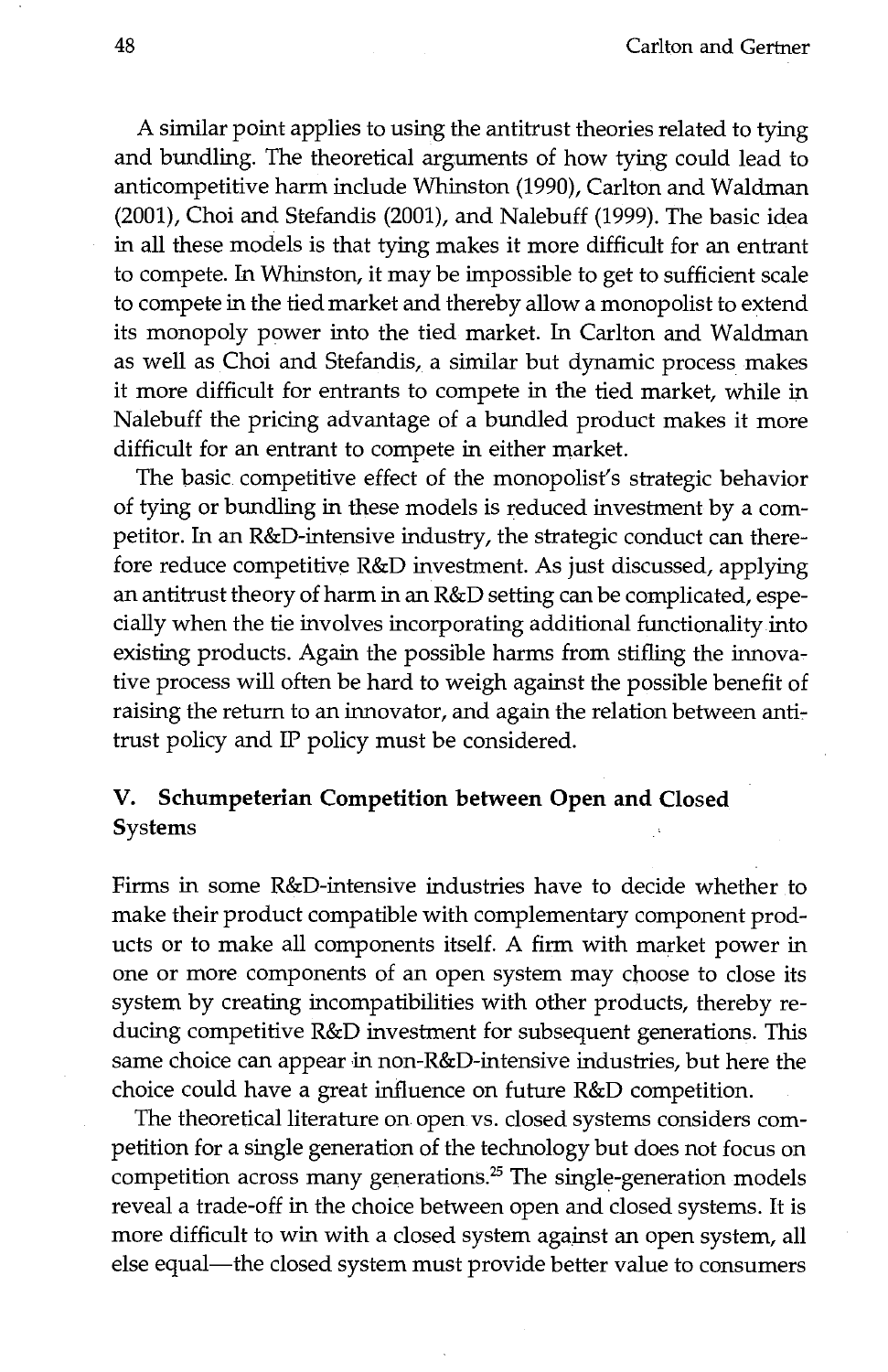A similar point applies to using the antitrust theories related to tying and bundling. The theoretical arguments of how tying could lead to anticompetitive harm include Whinston (1990), Carlton and Waldman (2001), Choi and Stefandis (2001), and Nalebuff (1999). The basic idea in all these models is that tying makes it more difficult for an entrant to compete. In Whinston, it may be impossible to get to sufficient scale to compete in the tied market and thereby allow a monopolist to extend its monopoly power into the tied market. In Carlton and Waldman as well as Choi and Stefandis, a similar but dynamic process makes it more difficult for entrants to compete in the tied market, while in Nalebuff the pricing advantage of a bundled product makes it more difficult for an entrant to compete in either market.

The basic competitive effect of the monopolist's strategic behavior of tying or bundling in these models is reduced investment by a competitor. In an R&D-intensive industry, the strategic conduct can therefore reduce competitive R&D investment. As just discussed, applying an antitrust theory of harm in an R&D setting can be complicated, especially when the tie involves incorporating additional functionality into existing products. Again the possible harms from stifling the innovative process will often be hard to weigh against the possible benefit of raising the return to an innovator, and again the relation between antitrust policy and IP policy must be considered.

## V. Schumpeterian Competition between Open and Closed Systems

Firms in some R&D-intensive industries have to decide whether to make their product compatible with complementary component products or to make all components itself. A firm with market power in one or more components of an open system may choose to close its system by creating incompatibilities with other products, thereby reducing competitive R&D investment for subsequent generations. This same choice can appear in non-R&D-intensive industries, but here the choice could have a great influence on future R&D competition.

The theoretical literature on open vs. closed systems considers competition for a single generation of the technology but does not focus on competition across many generations.[25] The single-generation models reveal a trade-off in the choice between open and closed systems. It is more difficult to win with a closed system against an open system, all else equal—the closed system must provide better value to consumers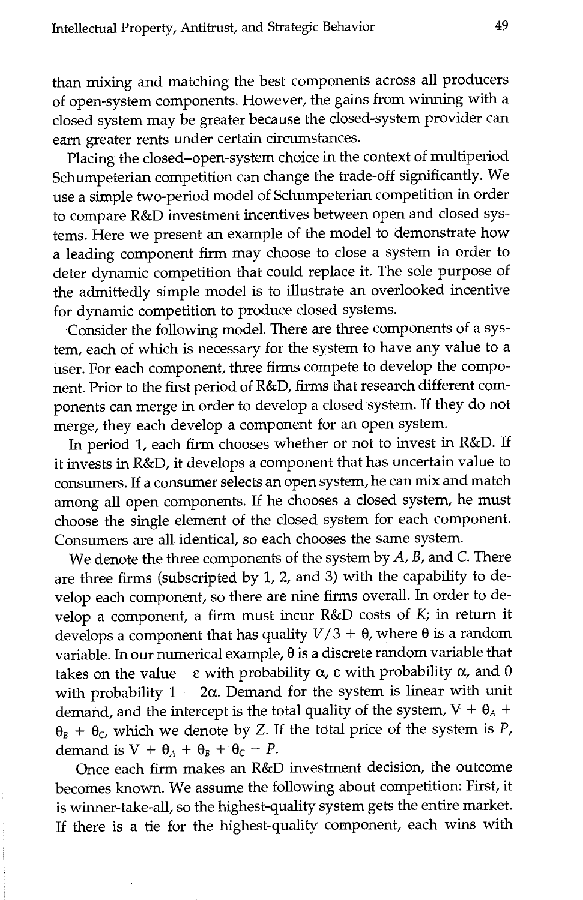than mixing and matching the best components across all producers of open-system components. However, the gains from winning with a closed system may be greater because the closed-system provider can earn greater rents under certain circumstances.

Placing the closed–open-system choice in the context of multiperiod Schumpeterian competition can change the trade-off significantly. We use a simple two-period model of Schumpeterian competition in order to compare R&D investment incentives between open and closed systems. Here we present an example of the model to demonstrate how a leading component firm may choose to close a system in order to deter dynamic competition that could replace it. The sole purpose of the admittedly simple model is to illustrate an overlooked incentive for dynamic competition to produce closed systems.

Consider the following model. There are three components of a system, each of which is necessary for the system to have any value to a user. For each component, three firms compete to develop the component. Prior to the first period of R&D, firms that research different components can merge in order to develop a closed system. If they do not merge, they each develop a component for an open system.

In period 1, each firm chooses whether or not to invest in R&D. If it invests in R&D, it develops a component that has uncertain value to consumers. If a consumer selects an open system, he can mix and match among all open components. If he chooses a closed system, he must choose the single element of the closed system for each component. Consumers are all identical, so each chooses the same system.

We denote the three components of the system by $A$, $B$, and $C$. There are three firms (subscripted by 1, 2, and 3) with the capability to develop each component, so there are nine firms overall. In order to develop a component, a firm must incur R&D costs of $K$; in return it develops a component that has quality $V/3 + \theta$, where $\theta$ is a random variable. In our numerical example, $\theta$ is a discrete random variable that takes on the value $-\varepsilon$ with probability $\alpha$, $\varepsilon$ with probability $\alpha$, and 0 with probability $1 - 2\alpha$. Demand for the system is linear with unit demand, and the intercept is the total quality of the system, $V + \theta_A + \theta_B + \theta_C$, which we denote by $Z$. If the total price of the system is $P$, demand is $V + \theta_A + \theta_B + \theta_C - P$.

Once each firm makes an R&D investment decision, the outcome becomes known. We assume the following about competition: First, it is winner-take-all, so the highest-quality system gets the entire market. If there is a tie for the highest-quality component, each wins with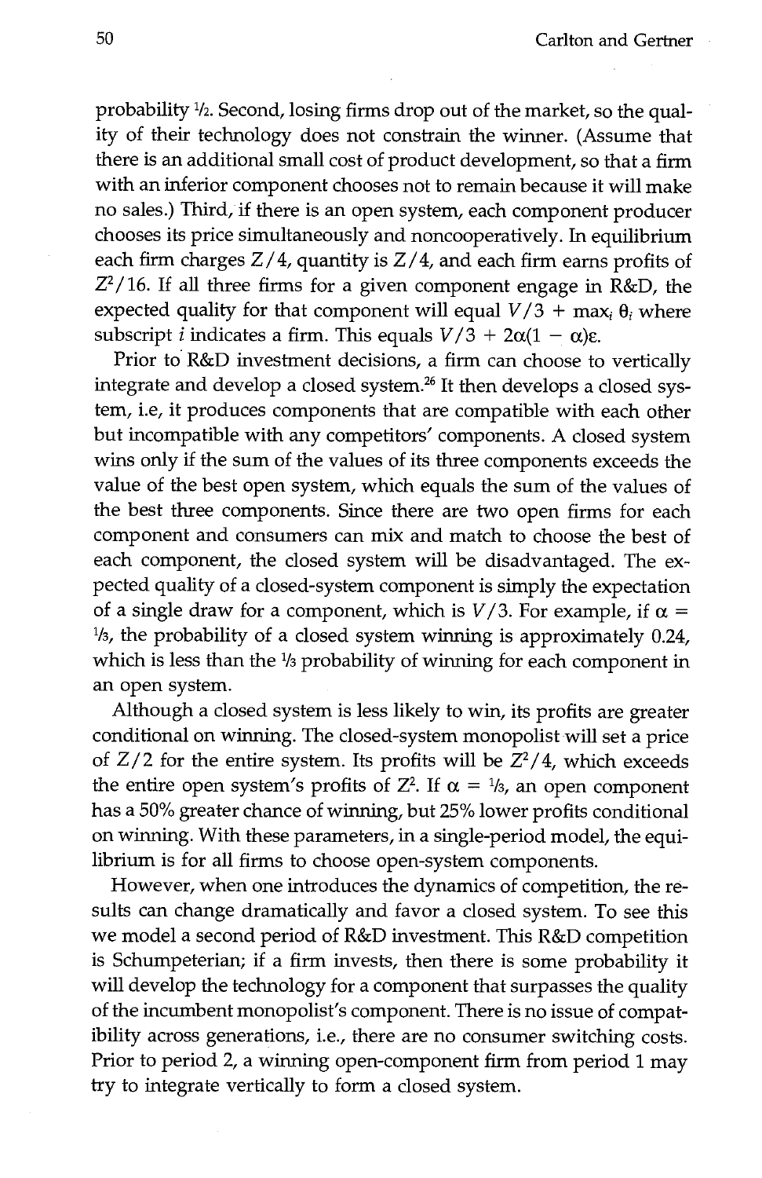probability ½. Second, losing firms drop out of the market, so the quality of their technology does not constrain the winner. (Assume that there is an additional small cost of product development, so that a firm with an inferior component chooses not to remain because it will make no sales.) Third, if there is an open system, each component producer chooses its price simultaneously and noncooperatively. In equilibrium each firm charges $Z/4$, quantity is $Z/4$, and each firm earns profits of $Z^2/16$. If all three firms for a given component engage in R&D, the expected quality for that component will equal $V/3 + \max_i \theta_i$ where subscript $i$ indicates a firm. This equals $V/3 + 2\alpha(1 - \alpha)\varepsilon$.

Prior to R&D investment decisions, a firm can choose to vertically integrate and develop a closed system.[26] It then develops a closed system, i.e, it produces components that are compatible with each other but incompatible with any competitors' components. A closed system wins only if the sum of the values of its three components exceeds the value of the best open system, which equals the sum of the values of the best three components. Since there are two open firms for each component and consumers can mix and match to choose the best of each component, the closed system will be disadvantaged. The expected quality of a closed-system component is simply the expectation of a single draw for a component, which is $V/3$. For example, if $\alpha = 1/3$, the probability of a closed system winning is approximately 0.24, which is less than the ⅓ probability of winning for each component in an open system.

Although a closed system is less likely to win, its profits are greater conditional on winning. The closed-system monopolist will set a price of $Z/2$ for the entire system. Its profits will be $Z^2/4$, which exceeds the entire open system's profits of $Z^2$. If $\alpha = 1/3$, an open component has a 50% greater chance of winning, but 25% lower profits conditional on winning. With these parameters, in a single-period model, the equilibrium is for all firms to choose open-system components.

However, when one introduces the dynamics of competition, the results can change dramatically and favor a closed system. To see this we model a second period of R&D investment. This R&D competition is Schumpeterian; if a firm invests, then there is some probability it will develop the technology for a component that surpasses the quality of the incumbent monopolist's component. There is no issue of compatibility across generations, i.e., there are no consumer switching costs. Prior to period 2, a winning open-component firm from period 1 may try to integrate vertically to form a closed system.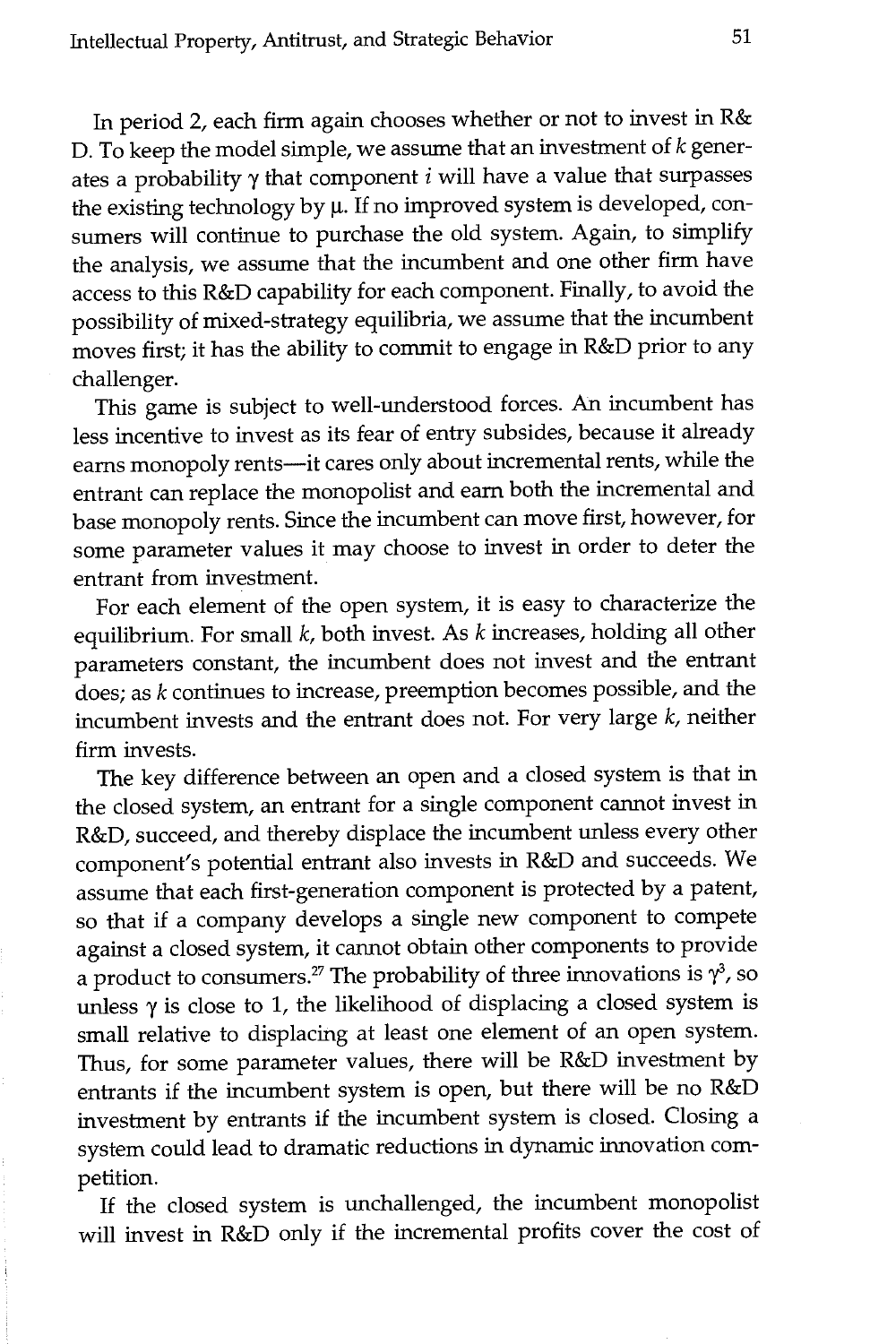In period 2, each firm again chooses whether or not to invest in R&D. To keep the model simple, we assume that an investment of $k$ generates a probability $\gamma$ that component $i$ will have a value that surpasses the existing technology by $\mu$. If no improved system is developed, consumers will continue to purchase the old system. Again, to simplify the analysis, we assume that the incumbent and one other firm have access to this R&D capability for each component. Finally, to avoid the possibility of mixed-strategy equilibria, we assume that the incumbent moves first; it has the ability to commit to engage in R&D prior to any challenger.

This game is subject to well-understood forces. An incumbent has less incentive to invest as its fear of entry subsides, because it already earns monopoly rents—it cares only about incremental rents, while the entrant can replace the monopolist and earn both the incremental and base monopoly rents. Since the incumbent can move first, however, for some parameter values it may choose to invest in order to deter the entrant from investment.

For each element of the open system, it is easy to characterize the equilibrium. For small $k$, both invest. As $k$ increases, holding all other parameters constant, the incumbent does not invest and the entrant does; as $k$ continues to increase, preemption becomes possible, and the incumbent invests and the entrant does not. For very large $k$, neither firm invests.

The key difference between an open and a closed system is that in the closed system, an entrant for a single component cannot invest in R&D, succeed, and thereby displace the incumbent unless every other component's potential entrant also invests in R&D and succeeds. We assume that each first-generation component is protected by a patent, so that if a company develops a single new component to compete against a closed system, it cannot obtain other components to provide a product to consumers.[27] The probability of three innovations is $\gamma^3$, so unless $\gamma$ is close to 1, the likelihood of displacing a closed system is small relative to displacing at least one element of an open system. Thus, for some parameter values, there will be R&D investment by entrants if the incumbent system is open, but there will be no R&D investment by entrants if the incumbent system is closed. Closing a system could lead to dramatic reductions in dynamic innovation competition.

If the closed system is unchallenged, the incumbent monopolist will invest in R&D only if the incremental profits cover the cost of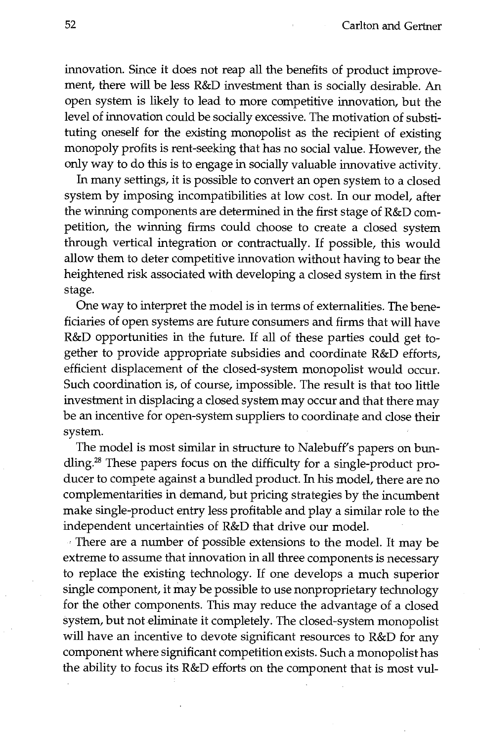innovation. Since it does not reap all the benefits of product improvement, there will be less R&D investment than is socially desirable. An open system is likely to lead to more competitive innovation, but the level of innovation could be socially excessive. The motivation of substituting oneself for the existing monopolist as the recipient of existing monopoly profits is rent-seeking that has no social value. However, the only way to do this is to engage in socially valuable innovative activity.

In many settings, it is possible to convert an open system to a closed system by imposing incompatibilities at low cost. In our model, after the winning components are determined in the first stage of R&D competition, the winning firms could choose to create a closed system through vertical integration or contractually. If possible, this would allow them to deter competitive innovation without having to bear the heightened risk associated with developing a closed system in the first stage.

One way to interpret the model is in terms of externalities. The beneficiaries of open systems are future consumers and firms that will have R&D opportunities in the future. If all of these parties could get together to provide appropriate subsidies and coordinate R&D efforts, efficient displacement of the closed-system monopolist would occur. Such coordination is, of course, impossible. The result is that too little investment in displacing a closed system may occur and that there may be an incentive for open-system suppliers to coordinate and close their system.

The model is most similar in structure to Nalebuff's papers on bundling.[28] These papers focus on the difficulty for a single-product producer to compete against a bundled product. In his model, there are no complementarities in demand, but pricing strategies by the incumbent make single-product entry less profitable and play a similar role to the independent uncertainties of R&D that drive our model.

There are a number of possible extensions to the model. It may be extreme to assume that innovation in all three components is necessary to replace the existing technology. If one develops a much superior single component, it may be possible to use nonproprietary technology for the other components. This may reduce the advantage of a closed system, but not eliminate it completely. The closed-system monopolist will have an incentive to devote significant resources to R&D for any component where significant competition exists. Such a monopolist has the ability to focus its R&D efforts on the component that is most vul-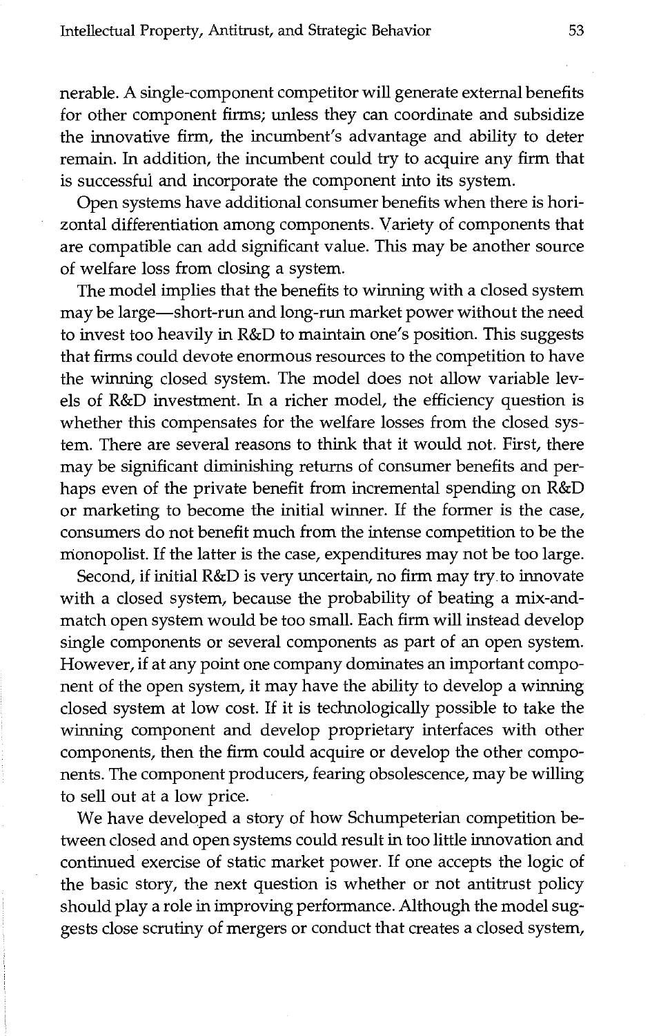nerable. A single-component competitor will generate external benefits for other component firms; unless they can coordinate and subsidize the innovative firm, the incumbent's advantage and ability to deter remain. In addition, the incumbent could try to acquire any firm that is successful and incorporate the component into its system.

Open systems have additional consumer benefits when there is horizontal differentiation among components. Variety of components that are compatible can add significant value. This may be another source of welfare loss from closing a system.

The model implies that the benefits to winning with a closed system may be large—short-run and long-run market power without the need to invest too heavily in R&D to maintain one's position. This suggests that firms could devote enormous resources to the competition to have the winning closed system. The model does not allow variable levels of R&D investment. In a richer model, the efficiency question is whether this compensates for the welfare losses from the closed system. There are several reasons to think that it would not. First, there may be significant diminishing returns of consumer benefits and perhaps even of the private benefit from incremental spending on R&D or marketing to become the initial winner. If the former is the case, consumers do not benefit much from the intense competition to be the monopolist. If the latter is the case, expenditures may not be too large.

Second, if initial R&D is very uncertain, no firm may try to innovate with a closed system, because the probability of beating a mix-and-match open system would be too small. Each firm will instead develop single components or several components as part of an open system. However, if at any point one company dominates an important component of the open system, it may have the ability to develop a winning closed system at low cost. If it is technologically possible to take the winning component and develop proprietary interfaces with other components, then the firm could acquire or develop the other components. The component producers, fearing obsolescence, may be willing to sell out at a low price.

We have developed a story of how Schumpeterian competition between closed and open systems could result in too little innovation and continued exercise of static market power. If one accepts the logic of the basic story, the next question is whether or not antitrust policy should play a role in improving performance. Although the model suggests close scrutiny of mergers or conduct that creates a closed system,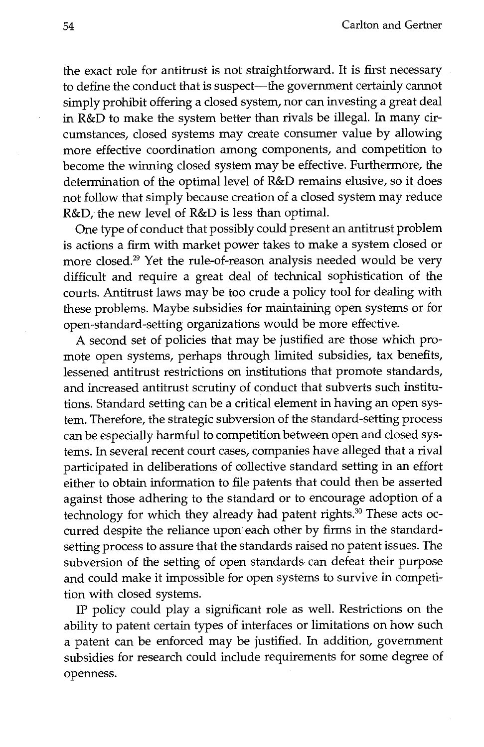the exact role for antitrust is not straightforward. It is first necessary to define the conduct that is suspect—the government certainly cannot simply prohibit offering a closed system, nor can investing a great deal in R&D to make the system better than rivals be illegal. In many circumstances, closed systems may create consumer value by allowing more effective coordination among components, and competition to become the winning closed system may be effective. Furthermore, the determination of the optimal level of R&D remains elusive, so it does not follow that simply because creation of a closed system may reduce R&D, the new level of R&D is less than optimal.

One type of conduct that possibly could present an antitrust problem is actions a firm with market power takes to make a system closed or more closed.[29] Yet the rule-of-reason analysis needed would be very difficult and require a great deal of technical sophistication of the courts. Antitrust laws may be too crude a policy tool for dealing with these problems. Maybe subsidies for maintaining open systems or for open-standard-setting organizations would be more effective.

A second set of policies that may be justified are those which promote open systems, perhaps through limited subsidies, tax benefits, lessened antitrust restrictions on institutions that promote standards, and increased antitrust scrutiny of conduct that subverts such institutions. Standard setting can be a critical element in having an open system. Therefore, the strategic subversion of the standard-setting process can be especially harmful to competition between open and closed systems. In several recent court cases, companies have alleged that a rival participated in deliberations of collective standard setting in an effort either to obtain information to file patents that could then be asserted against those adhering to the standard or to encourage adoption of a technology for which they already had patent rights.[30] These acts occurred despite the reliance upon each other by firms in the standard-setting process to assure that the standards raised no patent issues. The subversion of the setting of open standards can defeat their purpose and could make it impossible for open systems to survive in competition with closed systems.

IP policy could play a significant role as well. Restrictions on the ability to patent certain types of interfaces or limitations on how such a patent can be enforced may be justified. In addition, government subsidies for research could include requirements for some degree of openness.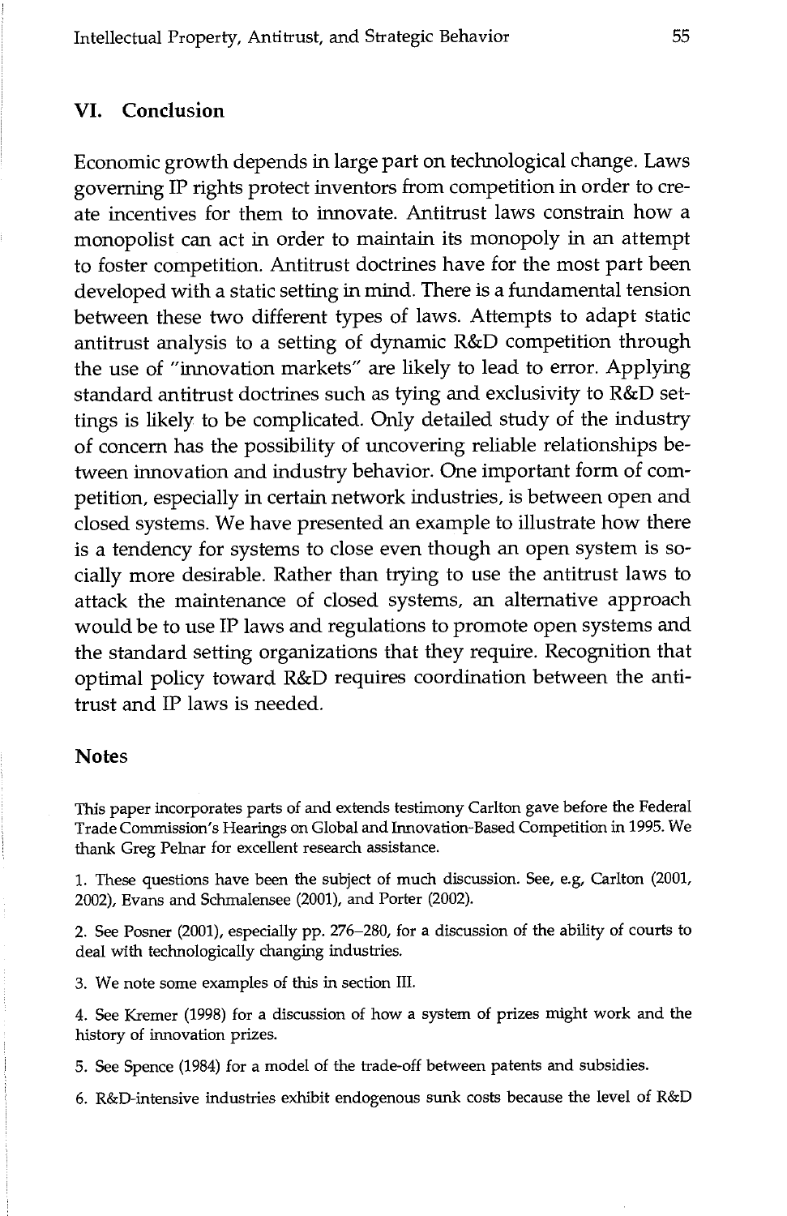## VI. Conclusion

Economic growth depends in large part on technological change. Laws governing IP rights protect inventors from competition in order to create incentives for them to innovate. Antitrust laws constrain how a monopolist can act in order to maintain its monopoly in an attempt to foster competition. Antitrust doctrines have for the most part been developed with a static setting in mind. There is a fundamental tension between these two different types of laws. Attempts to adapt static antitrust analysis to a setting of dynamic R&D competition through the use of "innovation markets" are likely to lead to error. Applying standard antitrust doctrines such as tying and exclusivity to R&D settings is likely to be complicated. Only detailed study of the industry of concern has the possibility of uncovering reliable relationships between innovation and industry behavior. One important form of competition, especially in certain network industries, is between open and closed systems. We have presented an example to illustrate how there is a tendency for systems to close even though an open system is socially more desirable. Rather than trying to use the antitrust laws to attack the maintenance of closed systems, an alternative approach would be to use IP laws and regulations to promote open systems and the standard setting organizations that they require. Recognition that optimal policy toward R&D requires coordination between the antitrust and IP laws is needed.

## Notes

This paper incorporates parts of and extends testimony Carlton gave before the Federal Trade Commission's Hearings on Global and Innovation-Based Competition in 1995. We thank Greg Pelnar for excellent research assistance.

1. These questions have been the subject of much discussion. See, e.g, Carlton (2001, 2002), Evans and Schmalensee (2001), and Porter (2002).

2. See Posner (2001), especially pp. 276–280, for a discussion of the ability of courts to deal with technologically changing industries.

3. We note some examples of this in section III.

4. See Kremer (1998) for a discussion of how a system of prizes might work and the history of innovation prizes.

5. See Spence (1984) for a model of the trade-off between patents and subsidies.

6. R&D-intensive industries exhibit endogenous sunk costs because the level of R&D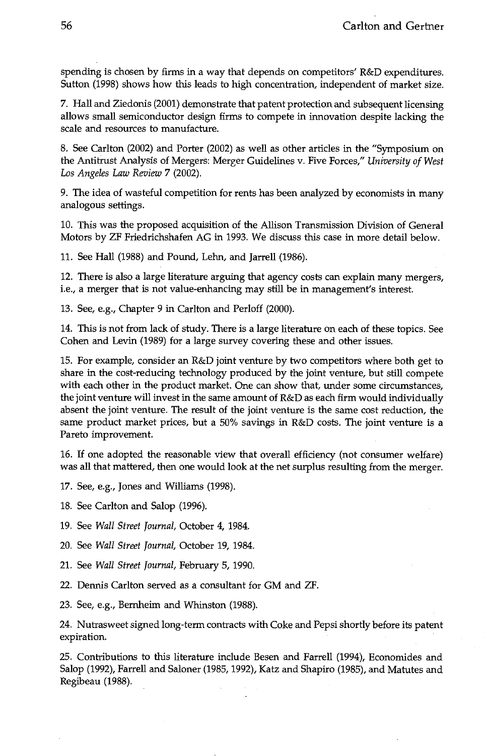spending is chosen by firms in a way that depends on competitors' R&D expenditures. Sutton (1998) shows how this leads to high concentration, independent of market size.

7. Hall and Ziedonis (2001) demonstrate that patent protection and subsequent licensing allows small semiconductor design firms to compete in innovation despite lacking the scale and resources to manufacture.

8. See Carlton (2002) and Porter (2002) as well as other articles in the "Symposium on the Antitrust Analysis of Mergers: Merger Guidelines v. Five Forces," *University of West Los Angeles Law Review* 7 (2002).

9. The idea of wasteful competition for rents has been analyzed by economists in many analogous settings.

10. This was the proposed acquisition of the Allison Transmission Division of General Motors by ZF Friedrichshafen AG in 1993. We discuss this case in more detail below.

11. See Hall (1988) and Pound, Lehn, and Jarrell (1986).

12. There is also a large literature arguing that agency costs can explain many mergers, i.e., a merger that is not value-enhancing may still be in management's interest.

13. See, e.g., Chapter 9 in Carlton and Perloff (2000).

14. This is not from lack of study. There is a large literature on each of these topics. See Cohen and Levin (1989) for a large survey covering these and other issues.

15. For example, consider an R&D joint venture by two competitors where both get to share in the cost-reducing technology produced by the joint venture, but still compete with each other in the product market. One can show that, under some circumstances, the joint venture will invest in the same amount of R&D as each firm would individually absent the joint venture. The result of the joint venture is the same cost reduction, the same product market prices, but a 50% savings in R&D costs. The joint venture is a Pareto improvement.

16. If one adopted the reasonable view that overall efficiency (not consumer welfare) was all that mattered, then one would look at the net surplus resulting from the merger.

17. See, e.g., Jones and Williams (1998).

18. See Carlton and Salop (1996).

19. See *Wall Street Journal*, October 4, 1984.

20. See *Wall Street Journal*, October 19, 1984.

21. See *Wall Street Journal*, February 5, 1990.

22. Dennis Carlton served as a consultant for GM and ZF.

23. See, e.g., Bernheim and Whinston (1988).

24. Nutrasweet signed long-term contracts with Coke and Pepsi shortly before its patent expiration.

25. Contributions to this literature include Besen and Farrell (1994), Economides and Salop (1992), Farrell and Saloner (1985, 1992), Katz and Shapiro (1985), and Matutes and Regibeau (1988).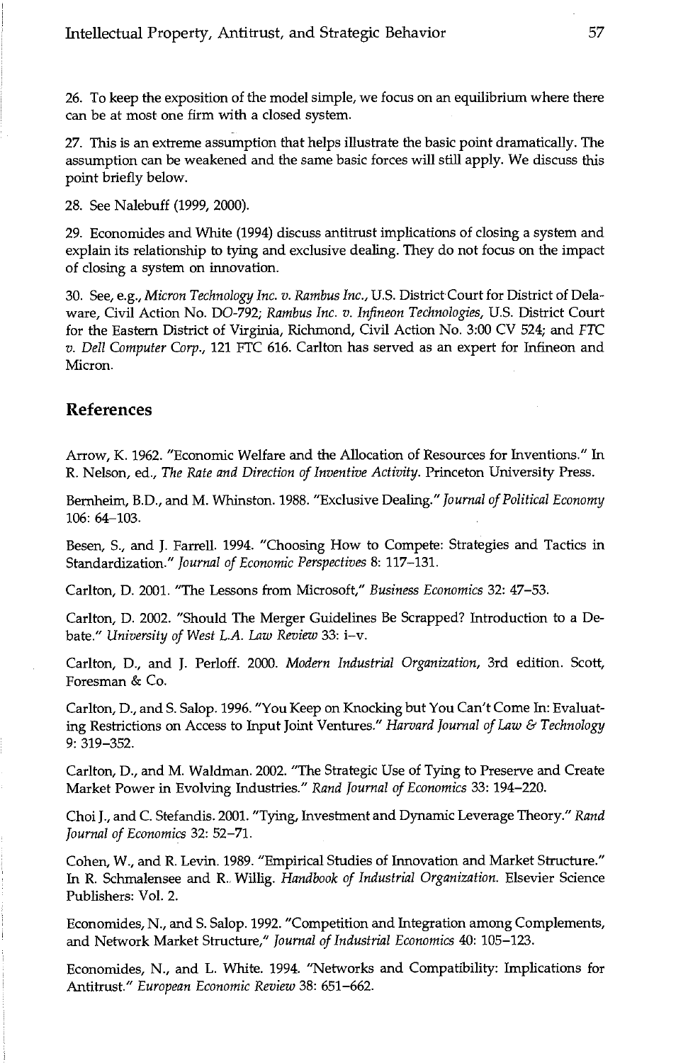26. To keep the exposition of the model simple, we focus on an equilibrium where there can be at most one firm with a closed system.

27. This is an extreme assumption that helps illustrate the basic point dramatically. The assumption can be weakened and the same basic forces will still apply. We discuss this point briefly below.

28. See Nalebuff (1999, 2000).

29. Economides and White (1994) discuss antitrust implications of closing a system and explain its relationship to tying and exclusive dealing. They do not focus on the impact of closing a system on innovation.

30. See, e.g., *Micron Technology Inc. v. Rambus Inc.*, U.S. District Court for District of Delaware, Civil Action No. DO-792; *Rambus Inc. v. Infineon Technologies*, U.S. District Court for the Eastern District of Virginia, Richmond, Civil Action No. 3:00 CV 524; and *FTC v. Dell Computer Corp.*, 121 FTC 616. Carlton has served as an expert for Infineon and Micron.

## References

Arrow, K. 1962. "Economic Welfare and the Allocation of Resources for Inventions." In R. Nelson, ed., *The Rate and Direction of Inventive Activity*. Princeton University Press.

Bernheim, B.D., and M. Whinston. 1988. "Exclusive Dealing." *Journal of Political Economy* 106: 64–103.

Besen, S., and J. Farrell. 1994. "Choosing How to Compete: Strategies and Tactics in Standardization." *Journal of Economic Perspectives* 8: 117–131.

Carlton, D. 2001. "The Lessons from Microsoft," *Business Economics* 32: 47–53.

Carlton, D. 2002. "Should The Merger Guidelines Be Scrapped? Introduction to a Debate." *University of West L.A. Law Review* 33: i–v.

Carlton, D., and J. Perloff. 2000. *Modern Industrial Organization*, 3rd edition. Scott, Foresman & Co.

Carlton, D., and S. Salop. 1996. "You Keep on Knocking but You Can't Come In: Evaluating Restrictions on Access to Input Joint Ventures." *Harvard Journal of Law & Technology* 9: 319–352.

Carlton, D., and M. Waldman. 2002. "The Strategic Use of Tying to Preserve and Create Market Power in Evolving Industries." *Rand Journal of Economics* 33: 194–220.

Choi J., and C. Stefandis. 2001. "Tying, Investment and Dynamic Leverage Theory." *Rand Journal of Economics* 32: 52–71.

Cohen, W., and R. Levin. 1989. "Empirical Studies of Innovation and Market Structure." In R. Schmalensee and R. Willig. *Handbook of Industrial Organization*. Elsevier Science Publishers: Vol. 2.

Economides, N., and S. Salop. 1992. "Competition and Integration among Complements, and Network Market Structure," *Journal of Industrial Economics* 40: 105–123.

Economides, N., and L. White. 1994. "Networks and Compatibility: Implications for Antitrust." *European Economic Review* 38: 651–662.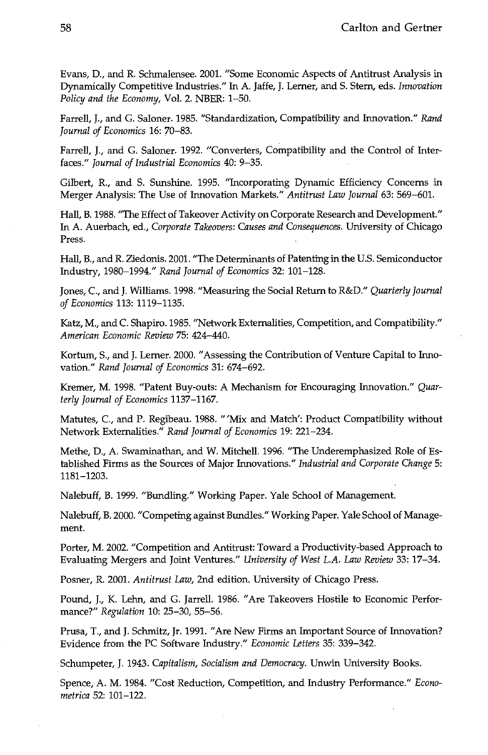Evans, D., and R. Schmalensee. 2001. "Some Economic Aspects of Antitrust Analysis in Dynamically Competitive Industries." In A. Jaffe, J. Lerner, and S. Stern, eds. *Innovation Policy and the Economy*, Vol. 2. NBER: 1–50.

Farrell, J., and G. Saloner. 1985. "Standardization, Compatibility and Innovation." *Rand Journal of Economics* 16: 70–83.

Farrell, J., and G. Saloner. 1992. "Converters, Compatibility and the Control of Interfaces." *Journal of Industrial Economics* 40: 9–35.

Gilbert, R., and S. Sunshine. 1995. "Incorporating Dynamic Efficiency Concerns in Merger Analysis: The Use of Innovation Markets." *Antitrust Law Journal* 63: 569–601.

Hall, B. 1988. "The Effect of Takeover Activity on Corporate Research and Development." In A. Auerbach, ed., *Corporate Takeovers: Causes and Consequences*. University of Chicago Press.

Hall, B., and R. Ziedonis. 2001. "The Determinants of Patenting in the U.S. Semiconductor Industry, 1980–1994." *Rand Journal of Economics* 32: 101–128.

Jones, C., and J. Williams. 1998. "Measuring the Social Return to R&D." *Quarterly Journal of Economics* 113: 1119–1135.

Katz, M., and C. Shapiro. 1985. "Network Externalities, Competition, and Compatibility." *American Economic Review* 75: 424–440.

Kortum, S., and J. Lerner. 2000. "Assessing the Contribution of Venture Capital to Innovation." *Rand Journal of Economics* 31: 674–692.

Kremer, M. 1998. "Patent Buy-outs: A Mechanism for Encouraging Innovation." *Quarterly Journal of Economics* 1137–1167.

Matutes, C., and P. Regibeau. 1988. "'Mix and Match': Product Compatibility without Network Externalities." *Rand Journal of Economics* 19: 221–234.

Methe, D., A. Swaminathan, and W. Mitchell. 1996. "The Underemphasized Role of Established Firms as the Sources of Major Innovations." *Industrial and Corporate Change* 5: 1181–1203.

Nalebuff, B. 1999. "Bundling." Working Paper. Yale School of Management.

Nalebuff, B. 2000. "Competing against Bundles." Working Paper. Yale School of Management.

Porter, M. 2002. "Competition and Antitrust: Toward a Productivity-based Approach to Evaluating Mergers and Joint Ventures." *University of West L.A. Law Review* 33: 17–34.

Posner, R. 2001. *Antitrust Law*, 2nd edition. University of Chicago Press.

Pound, J., K. Lehn, and G. Jarrell. 1986. "Are Takeovers Hostile to Economic Performance?" *Regulation* 10: 25–30, 55–56.

Prusa, T., and J. Schmitz, Jr. 1991. "Are New Firms an Important Source of Innovation? Evidence from the PC Software Industry." *Economic Letters* 35: 339–342.

Schumpeter, J. 1943. *Capitalism, Socialism and Democracy*. Unwin University Books.

Spence, A. M. 1984. "Cost Reduction, Competition, and Industry Performance." *Econometrica* 52: 101–122.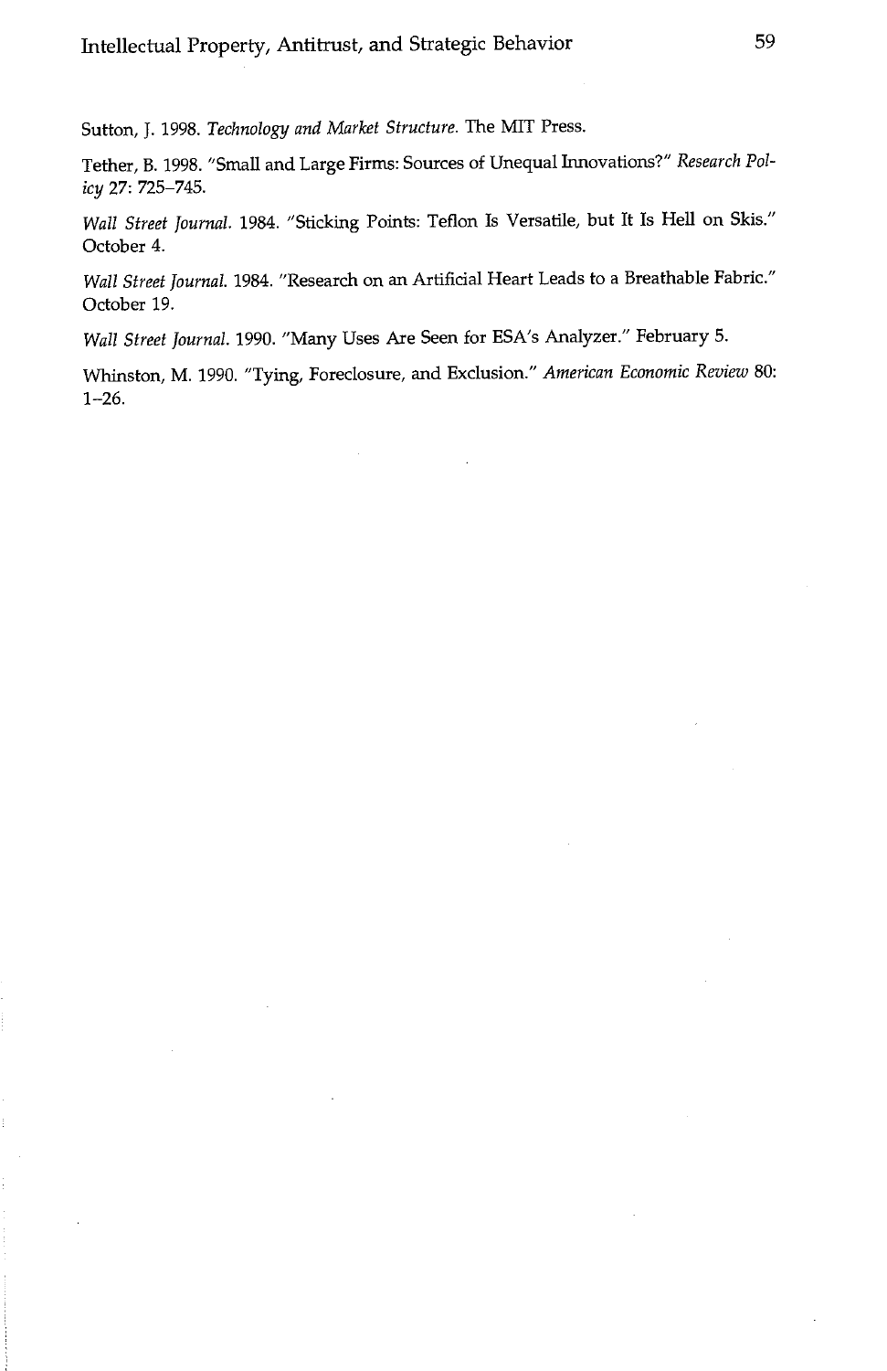Sutton, J. 1998. *Technology and Market Structure.* The MIT Press.

Tether, B. 1998. "Small and Large Firms: Sources of Unequal Innovations?" *Research Policy* 27: 725–745.

*Wall Street Journal.* 1984. "Sticking Points: Teflon Is Versatile, but It Is Hell on Skis." October 4.

*Wall Street Journal.* 1984. "Research on an Artificial Heart Leads to a Breathable Fabric." October 19.

*Wall Street Journal.* 1990. "Many Uses Are Seen for ESA's Analyzer." February 5.

Whinston, M. 1990. "Tying, Foreclosure, and Exclusion." *American Economic Review* 80: 1–26.